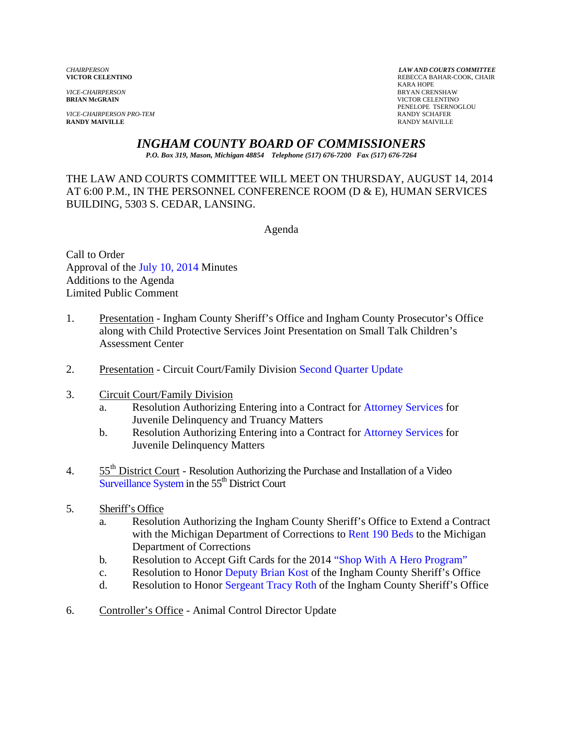*CHAIRPERSON*
**VICTOR CELENTINO**

*VICE-CHAIRPERSON*
**BRIAN McGRAIN**

*VICE-CHAIRPERSON PRO-TEM*
**RANDY MAIVILLE**

***LAW AND COURTS COMMITTEE***
REBECCA BAHAR-COOK, CHAIR
KARA HOPE
BRYAN CRENSHAW
VICTOR CELENTINO
PENELOPE TSERNOGLOU
RANDY SCHAFER
RANDY MAIVILLE

# *INGHAM COUNTY BOARD OF COMMISSIONERS*

***P.O. Box 319, Mason, Michigan 48854 Telephone (517) 676-7200 Fax (517) 676-7264***

THE LAW AND COURTS COMMITTEE WILL MEET ON THURSDAY, AUGUST 14, 2014 AT 6:00 P.M., IN THE PERSONNEL CONFERENCE ROOM (D & E), HUMAN SERVICES BUILDING, 5303 S. CEDAR, LANSING.

Agenda

Call to Order
Approval of the July 10, 2014 Minutes
Additions to the Agenda
Limited Public Comment

1. Presentation - Ingham County Sheriff's Office and Ingham County Prosecutor's Office along with Child Protective Services Joint Presentation on Small Talk Children's Assessment Center

2. Presentation - Circuit Court/Family Division Second Quarter Update

3. Circuit Court/Family Division
   a. Resolution Authorizing Entering into a Contract for Attorney Services for Juvenile Delinquency and Truancy Matters
   b. Resolution Authorizing Entering into a Contract for Attorney Services for Juvenile Delinquency Matters

4. 55th District Court - Resolution Authorizing the Purchase and Installation of a Video Surveillance System in the 55th District Court

5. Sheriff's Office
   a. Resolution Authorizing the Ingham County Sheriff's Office to Extend a Contract with the Michigan Department of Corrections to Rent 190 Beds to the Michigan Department of Corrections
   b. Resolution to Accept Gift Cards for the 2014 "Shop With A Hero Program"
   c. Resolution to Honor Deputy Brian Kost of the Ingham County Sheriff's Office
   d. Resolution to Honor Sergeant Tracy Roth of the Ingham County Sheriff's Office

6. Controller's Office - Animal Control Director Update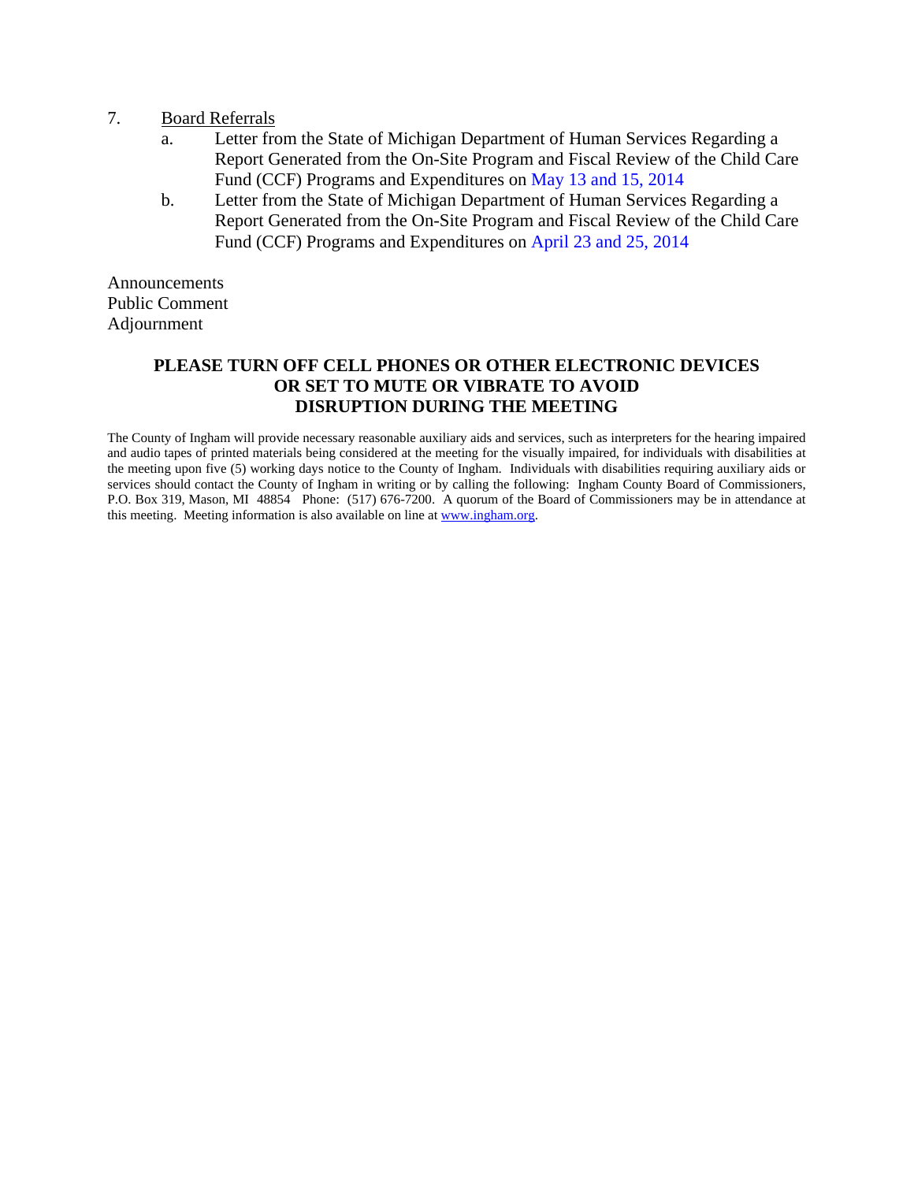7. <u>Board Referrals</u>
   a. Letter from the State of Michigan Department of Human Services Regarding a Report Generated from the On-Site Program and Fiscal Review of the Child Care Fund (CCF) Programs and Expenditures on May 13 and 15, 2014
   b. Letter from the State of Michigan Department of Human Services Regarding a Report Generated from the On-Site Program and Fiscal Review of the Child Care Fund (CCF) Programs and Expenditures on April 23 and 25, 2014

Announcements
Public Comment
Adjournment

**PLEASE TURN OFF CELL PHONES OR OTHER ELECTRONIC DEVICES OR SET TO MUTE OR VIBRATE TO AVOID DISRUPTION DURING THE MEETING**

The County of Ingham will provide necessary reasonable auxiliary aids and services, such as interpreters for the hearing impaired and audio tapes of printed materials being considered at the meeting for the visually impaired, for individuals with disabilities at the meeting upon five (5) working days notice to the County of Ingham. Individuals with disabilities requiring auxiliary aids or services should contact the County of Ingham in writing or by calling the following: Ingham County Board of Commissioners, P.O. Box 319, Mason, MI 48854 Phone: (517) 676-7200. A quorum of the Board of Commissioners may be in attendance at this meeting. Meeting information is also available on line at www.ingham.org.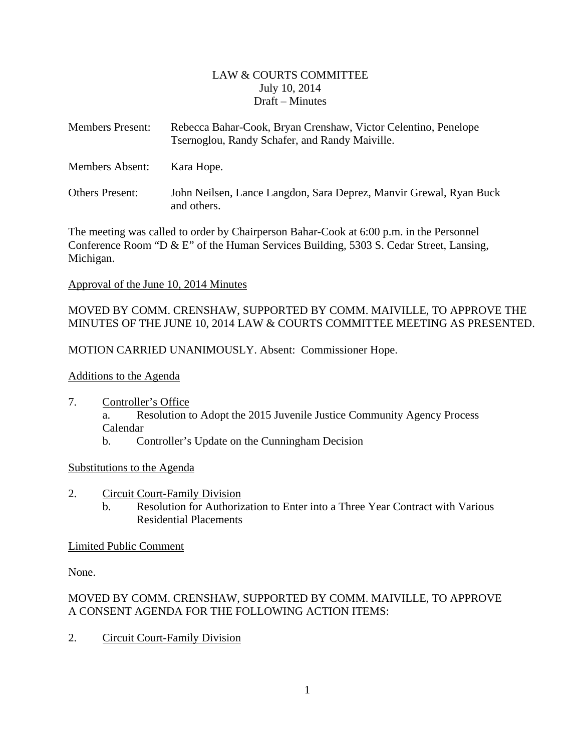LAW & COURTS COMMITTEE
July 10, 2014
Draft – Minutes

Members Present: Rebecca Bahar-Cook, Bryan Crenshaw, Victor Celentino, Penelope Tsernoglou, Randy Schafer, and Randy Maiville.

Members Absent: Kara Hope.

Others Present: John Neilsen, Lance Langdon, Sara Deprez, Manvir Grewal, Ryan Buck and others.

The meeting was called to order by Chairperson Bahar-Cook at 6:00 p.m. in the Personnel Conference Room "D & E" of the Human Services Building, 5303 S. Cedar Street, Lansing, Michigan.

Approval of the June 10, 2014 Minutes

MOVED BY COMM. CRENSHAW, SUPPORTED BY COMM. MAIVILLE, TO APPROVE THE MINUTES OF THE JUNE 10, 2014 LAW & COURTS COMMITTEE MEETING AS PRESENTED.

MOTION CARRIED UNANIMOUSLY. Absent: Commissioner Hope.

Additions to the Agenda

7. Controller's Office
   a. Resolution to Adopt the 2015 Juvenile Justice Community Agency Process Calendar
   b. Controller's Update on the Cunningham Decision

Substitutions to the Agenda

2. Circuit Court-Family Division
   b. Resolution for Authorization to Enter into a Three Year Contract with Various Residential Placements

Limited Public Comment

None.

MOVED BY COMM. CRENSHAW, SUPPORTED BY COMM. MAIVILLE, TO APPROVE A CONSENT AGENDA FOR THE FOLLOWING ACTION ITEMS:

2. Circuit Court-Family Division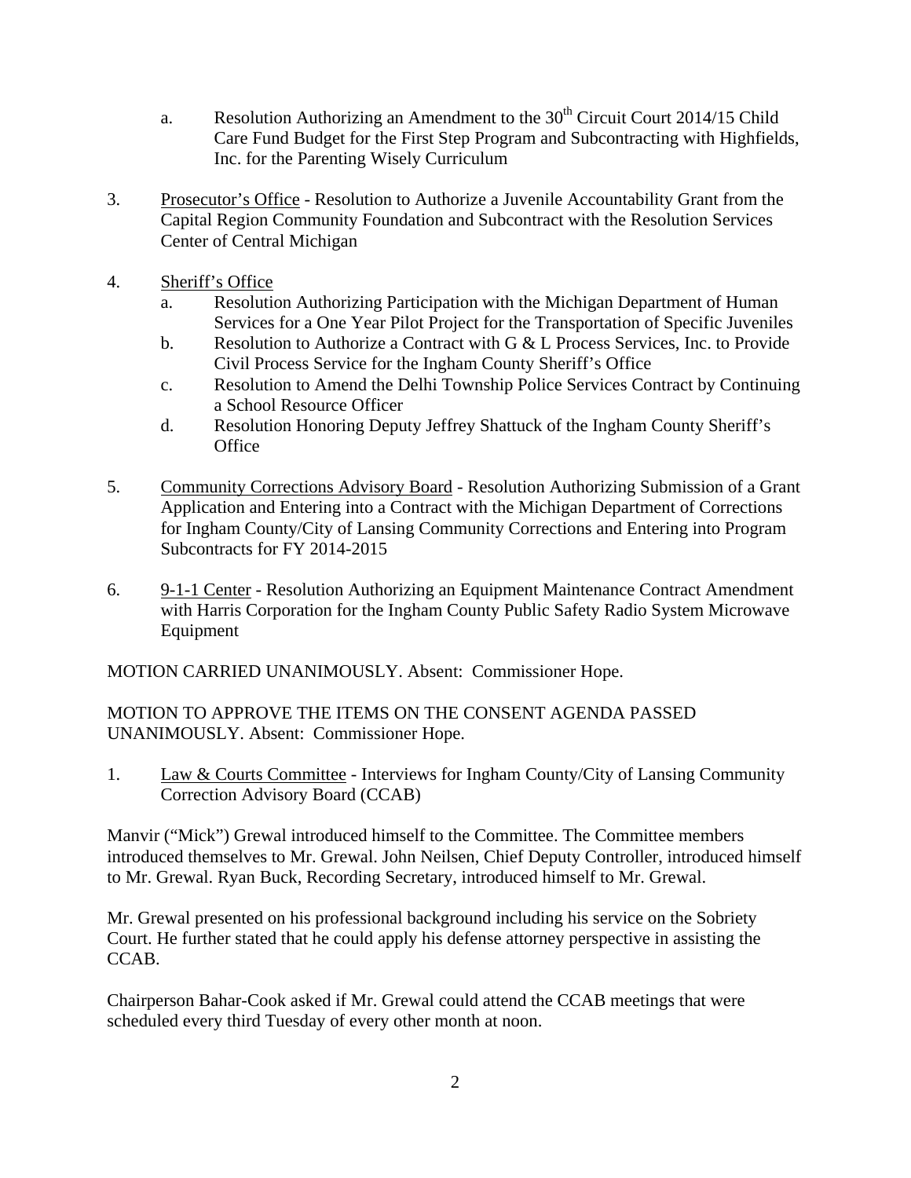a. Resolution Authorizing an Amendment to the 30th Circuit Court 2014/15 Child Care Fund Budget for the First Step Program and Subcontracting with Highfields, Inc. for the Parenting Wisely Curriculum

3. Prosecutor's Office - Resolution to Authorize a Juvenile Accountability Grant from the Capital Region Community Foundation and Subcontract with the Resolution Services Center of Central Michigan

4. Sheriff's Office
   a. Resolution Authorizing Participation with the Michigan Department of Human Services for a One Year Pilot Project for the Transportation of Specific Juveniles
   b. Resolution to Authorize a Contract with G & L Process Services, Inc. to Provide Civil Process Service for the Ingham County Sheriff's Office
   c. Resolution to Amend the Delhi Township Police Services Contract by Continuing a School Resource Officer
   d. Resolution Honoring Deputy Jeffrey Shattuck of the Ingham County Sheriff's Office

5. Community Corrections Advisory Board - Resolution Authorizing Submission of a Grant Application and Entering into a Contract with the Michigan Department of Corrections for Ingham County/City of Lansing Community Corrections and Entering into Program Subcontracts for FY 2014-2015

6. 9-1-1 Center - Resolution Authorizing an Equipment Maintenance Contract Amendment with Harris Corporation for the Ingham County Public Safety Radio System Microwave Equipment

MOTION CARRIED UNANIMOUSLY. Absent: Commissioner Hope.

MOTION TO APPROVE THE ITEMS ON THE CONSENT AGENDA PASSED UNANIMOUSLY. Absent: Commissioner Hope.

1. Law & Courts Committee - Interviews for Ingham County/City of Lansing Community Correction Advisory Board (CCAB)

Manvir ("Mick") Grewal introduced himself to the Committee. The Committee members introduced themselves to Mr. Grewal. John Neilsen, Chief Deputy Controller, introduced himself to Mr. Grewal. Ryan Buck, Recording Secretary, introduced himself to Mr. Grewal.

Mr. Grewal presented on his professional background including his service on the Sobriety Court. He further stated that he could apply his defense attorney perspective in assisting the CCAB.

Chairperson Bahar-Cook asked if Mr. Grewal could attend the CCAB meetings that were scheduled every third Tuesday of every other month at noon.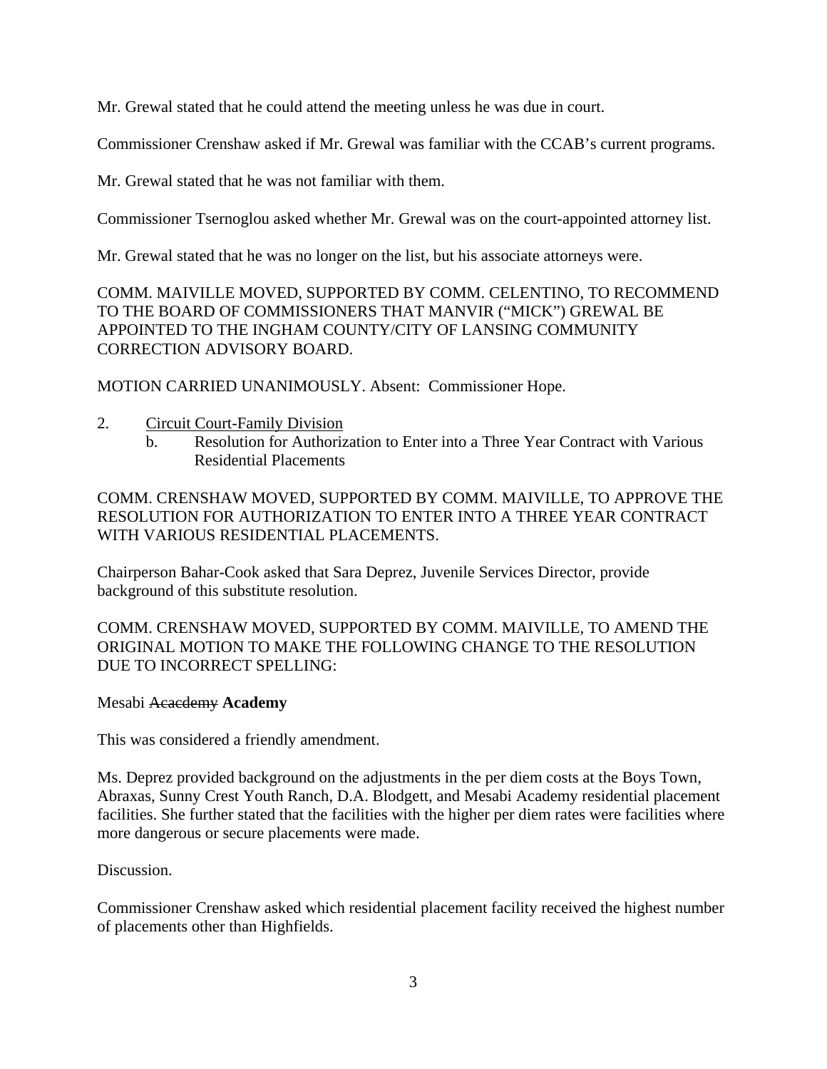Mr. Grewal stated that he could attend the meeting unless he was due in court.

Commissioner Crenshaw asked if Mr. Grewal was familiar with the CCAB's current programs.

Mr. Grewal stated that he was not familiar with them.

Commissioner Tsernoglou asked whether Mr. Grewal was on the court-appointed attorney list.

Mr. Grewal stated that he was no longer on the list, but his associate attorneys were.

COMM. MAIVILLE MOVED, SUPPORTED BY COMM. CELENTINO, TO RECOMMEND TO THE BOARD OF COMMISSIONERS THAT MANVIR ("MICK") GREWAL BE APPOINTED TO THE INGHAM COUNTY/CITY OF LANSING COMMUNITY CORRECTION ADVISORY BOARD.

MOTION CARRIED UNANIMOUSLY. Absent: Commissioner Hope.

2. Circuit Court-Family Division
   b. Resolution for Authorization to Enter into a Three Year Contract with Various Residential Placements

COMM. CRENSHAW MOVED, SUPPORTED BY COMM. MAIVILLE, TO APPROVE THE RESOLUTION FOR AUTHORIZATION TO ENTER INTO A THREE YEAR CONTRACT WITH VARIOUS RESIDENTIAL PLACEMENTS.

Chairperson Bahar-Cook asked that Sara Deprez, Juvenile Services Director, provide background of this substitute resolution.

COMM. CRENSHAW MOVED, SUPPORTED BY COMM. MAIVILLE, TO AMEND THE ORIGINAL MOTION TO MAKE THE FOLLOWING CHANGE TO THE RESOLUTION DUE TO INCORRECT SPELLING:

Mesabi ~~Acacdemy~~ **Academy**

This was considered a friendly amendment.

Ms. Deprez provided background on the adjustments in the per diem costs at the Boys Town, Abraxas, Sunny Crest Youth Ranch, D.A. Blodgett, and Mesabi Academy residential placement facilities. She further stated that the facilities with the higher per diem rates were facilities where more dangerous or secure placements were made.

Discussion.

Commissioner Crenshaw asked which residential placement facility received the highest number of placements other than Highfields.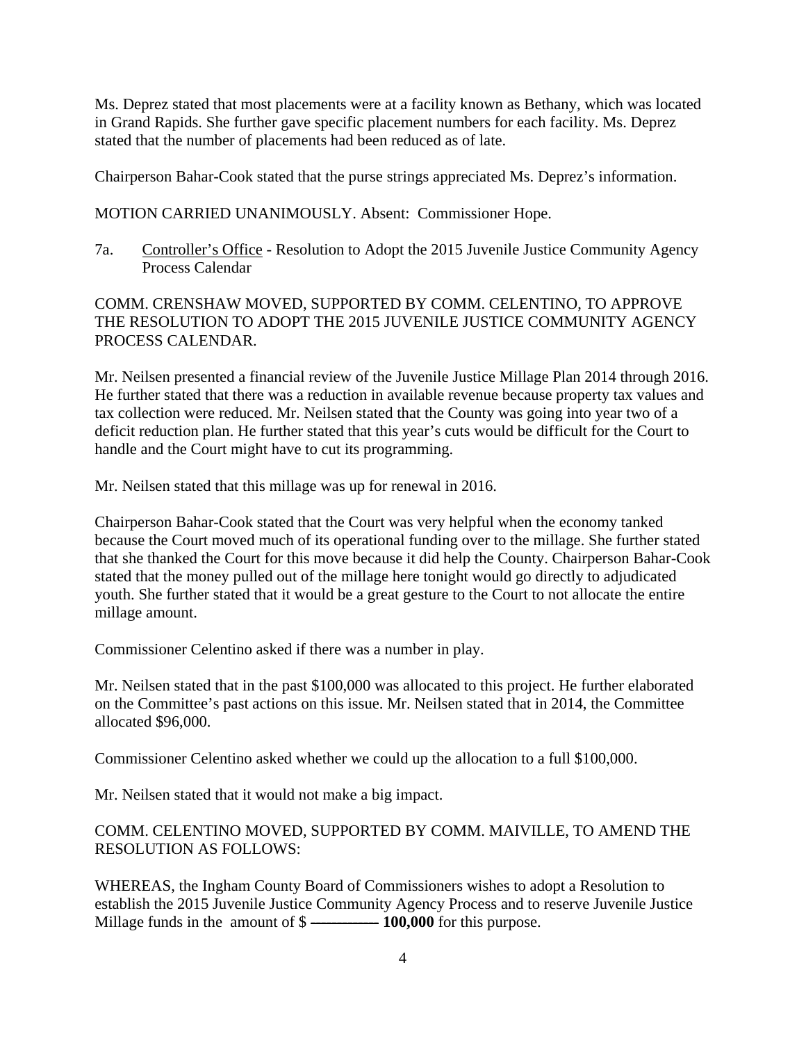Ms. Deprez stated that most placements were at a facility known as Bethany, which was located in Grand Rapids. She further gave specific placement numbers for each facility. Ms. Deprez stated that the number of placements had been reduced as of late.

Chairperson Bahar-Cook stated that the purse strings appreciated Ms. Deprez's information.

MOTION CARRIED UNANIMOUSLY. Absent: Commissioner Hope.

7a. Controller's Office - Resolution to Adopt the 2015 Juvenile Justice Community Agency Process Calendar

COMM. CRENSHAW MOVED, SUPPORTED BY COMM. CELENTINO, TO APPROVE THE RESOLUTION TO ADOPT THE 2015 JUVENILE JUSTICE COMMUNITY AGENCY PROCESS CALENDAR.

Mr. Neilsen presented a financial review of the Juvenile Justice Millage Plan 2014 through 2016. He further stated that there was a reduction in available revenue because property tax values and tax collection were reduced. Mr. Neilsen stated that the County was going into year two of a deficit reduction plan. He further stated that this year's cuts would be difficult for the Court to handle and the Court might have to cut its programming.

Mr. Neilsen stated that this millage was up for renewal in 2016.

Chairperson Bahar-Cook stated that the Court was very helpful when the economy tanked because the Court moved much of its operational funding over to the millage. She further stated that she thanked the Court for this move because it did help the County. Chairperson Bahar-Cook stated that the money pulled out of the millage here tonight would go directly to adjudicated youth. She further stated that it would be a great gesture to the Court to not allocate the entire millage amount.

Commissioner Celentino asked if there was a number in play.

Mr. Neilsen stated that in the past $100,000 was allocated to this project. He further elaborated on the Committee's past actions on this issue. Mr. Neilsen stated that in 2014, the Committee allocated $96,000.

Commissioner Celentino asked whether we could up the allocation to a full $100,000.

Mr. Neilsen stated that it would not make a big impact.

COMM. CELENTINO MOVED, SUPPORTED BY COMM. MAIVILLE, TO AMEND THE RESOLUTION AS FOLLOWS:

WHEREAS, the Ingham County Board of Commissioners wishes to adopt a Resolution to establish the 2015 Juvenile Justice Community Agency Process and to reserve Juvenile Justice Millage funds in the amount of $ ~~________~~ **100,000** for this purpose.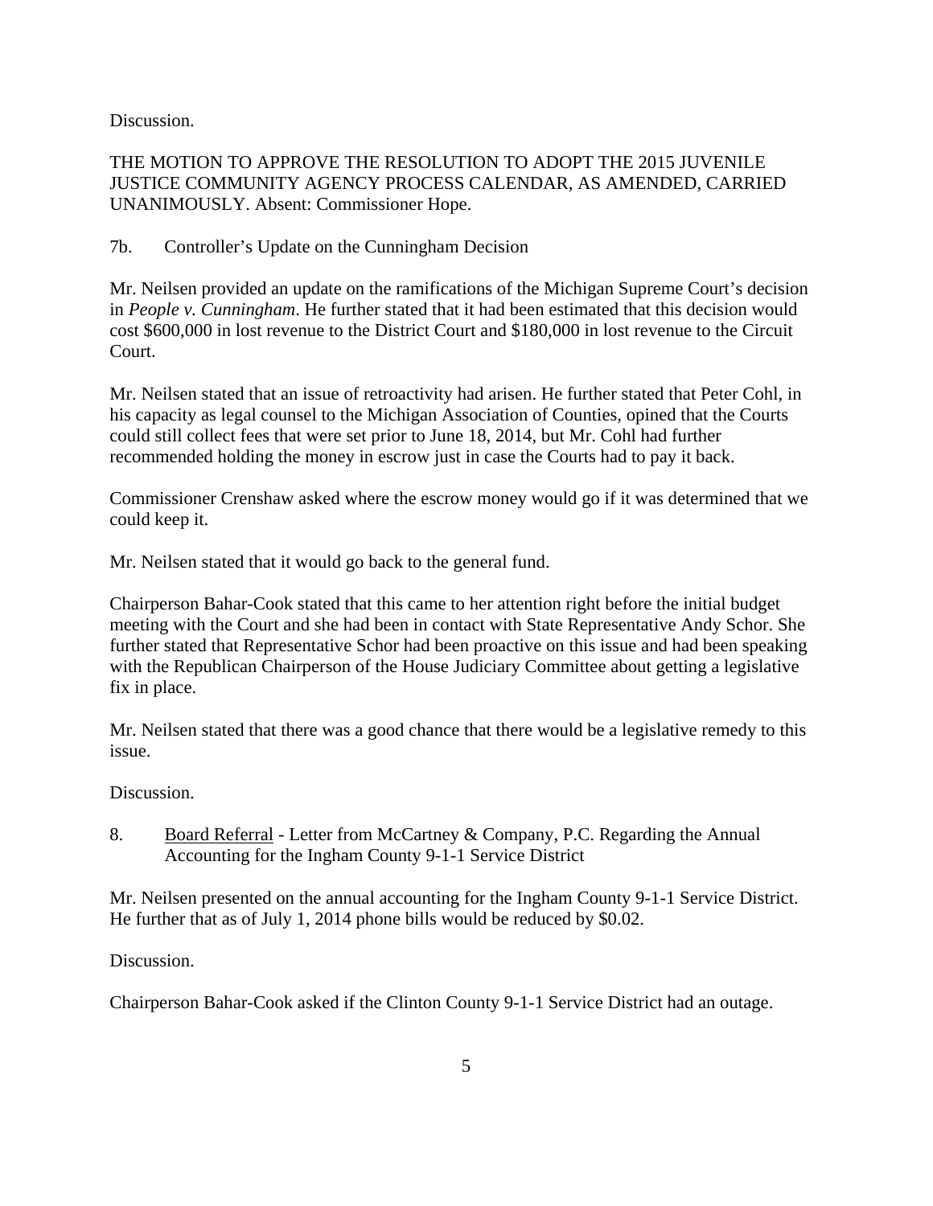Discussion.

THE MOTION TO APPROVE THE RESOLUTION TO ADOPT THE 2015 JUVENILE JUSTICE COMMUNITY AGENCY PROCESS CALENDAR, AS AMENDED, CARRIED UNANIMOUSLY. Absent: Commissioner Hope.

7b. Controller's Update on the Cunningham Decision

Mr. Neilsen provided an update on the ramifications of the Michigan Supreme Court's decision in *People v. Cunningham*. He further stated that it had been estimated that this decision would cost $600,000 in lost revenue to the District Court and $180,000 in lost revenue to the Circuit Court.

Mr. Neilsen stated that an issue of retroactivity had arisen. He further stated that Peter Cohl, in his capacity as legal counsel to the Michigan Association of Counties, opined that the Courts could still collect fees that were set prior to June 18, 2014, but Mr. Cohl had further recommended holding the money in escrow just in case the Courts had to pay it back.

Commissioner Crenshaw asked where the escrow money would go if it was determined that we could keep it.

Mr. Neilsen stated that it would go back to the general fund.

Chairperson Bahar-Cook stated that this came to her attention right before the initial budget meeting with the Court and she had been in contact with State Representative Andy Schor. She further stated that Representative Schor had been proactive on this issue and had been speaking with the Republican Chairperson of the House Judiciary Committee about getting a legislative fix in place.

Mr. Neilsen stated that there was a good chance that there would be a legislative remedy to this issue.

Discussion.

8. <u>Board Referral</u> - Letter from McCartney & Company, P.C. Regarding the Annual Accounting for the Ingham County 9-1-1 Service District

Mr. Neilsen presented on the annual accounting for the Ingham County 9-1-1 Service District. He further that as of July 1, 2014 phone bills would be reduced by $0.02.

Discussion.

Chairperson Bahar-Cook asked if the Clinton County 9-1-1 Service District had an outage.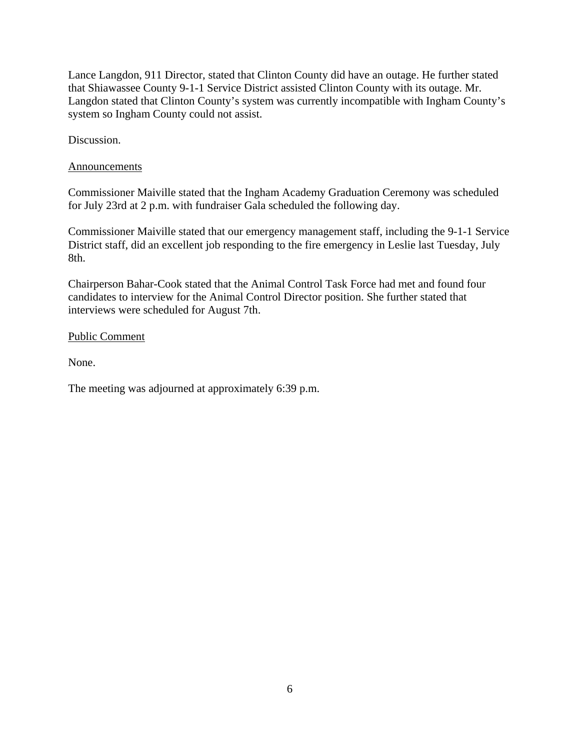Lance Langdon, 911 Director, stated that Clinton County did have an outage. He further stated that Shiawassee County 9-1-1 Service District assisted Clinton County with its outage. Mr. Langdon stated that Clinton County's system was currently incompatible with Ingham County's system so Ingham County could not assist.

Discussion.

Announcements

Commissioner Maiville stated that the Ingham Academy Graduation Ceremony was scheduled for July 23rd at 2 p.m. with fundraiser Gala scheduled the following day.

Commissioner Maiville stated that our emergency management staff, including the 9-1-1 Service District staff, did an excellent job responding to the fire emergency in Leslie last Tuesday, July 8th.

Chairperson Bahar-Cook stated that the Animal Control Task Force had met and found four candidates to interview for the Animal Control Director position. She further stated that interviews were scheduled for August 7th.

Public Comment

None.

The meeting was adjourned at approximately 6:39 p.m.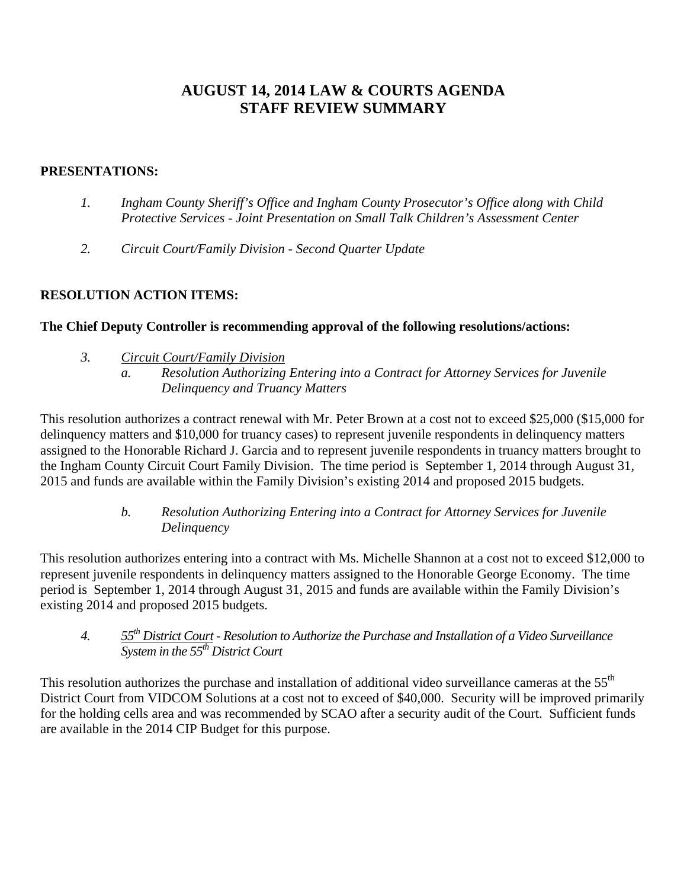# AUGUST 14, 2014 LAW & COURTS AGENDA
# STAFF REVIEW SUMMARY

**PRESENTATIONS:**

1. *Ingham County Sheriff's Office and Ingham County Prosecutor's Office along with Child Protective Services - Joint Presentation on Small Talk Children's Assessment Center*

2. *Circuit Court/Family Division - Second Quarter Update*

**RESOLUTION ACTION ITEMS:**

**The Chief Deputy Controller is recommending approval of the following resolutions/actions:**

3. *Circuit Court/Family Division*
   a. *Resolution Authorizing Entering into a Contract for Attorney Services for Juvenile Delinquency and Truancy Matters*

This resolution authorizes a contract renewal with Mr. Peter Brown at a cost not to exceed $25,000 ($15,000 for delinquency matters and $10,000 for truancy cases) to represent juvenile respondents in delinquency matters assigned to the Honorable Richard J. Garcia and to represent juvenile respondents in truancy matters brought to the Ingham County Circuit Court Family Division. The time period is September 1, 2014 through August 31, 2015 and funds are available within the Family Division's existing 2014 and proposed 2015 budgets.

   b. *Resolution Authorizing Entering into a Contract for Attorney Services for Juvenile Delinquency*

This resolution authorizes entering into a contract with Ms. Michelle Shannon at a cost not to exceed $12,000 to represent juvenile respondents in delinquency matters assigned to the Honorable George Economy. The time period is September 1, 2014 through August 31, 2015 and funds are available within the Family Division's existing 2014 and proposed 2015 budgets.

4. *55th District Court - Resolution to Authorize the Purchase and Installation of a Video Surveillance System in the 55th District Court*

This resolution authorizes the purchase and installation of additional video surveillance cameras at the 55th District Court from VIDCOM Solutions at a cost not to exceed of $40,000. Security will be improved primarily for the holding cells area and was recommended by SCAO after a security audit of the Court. Sufficient funds are available in the 2014 CIP Budget for this purpose.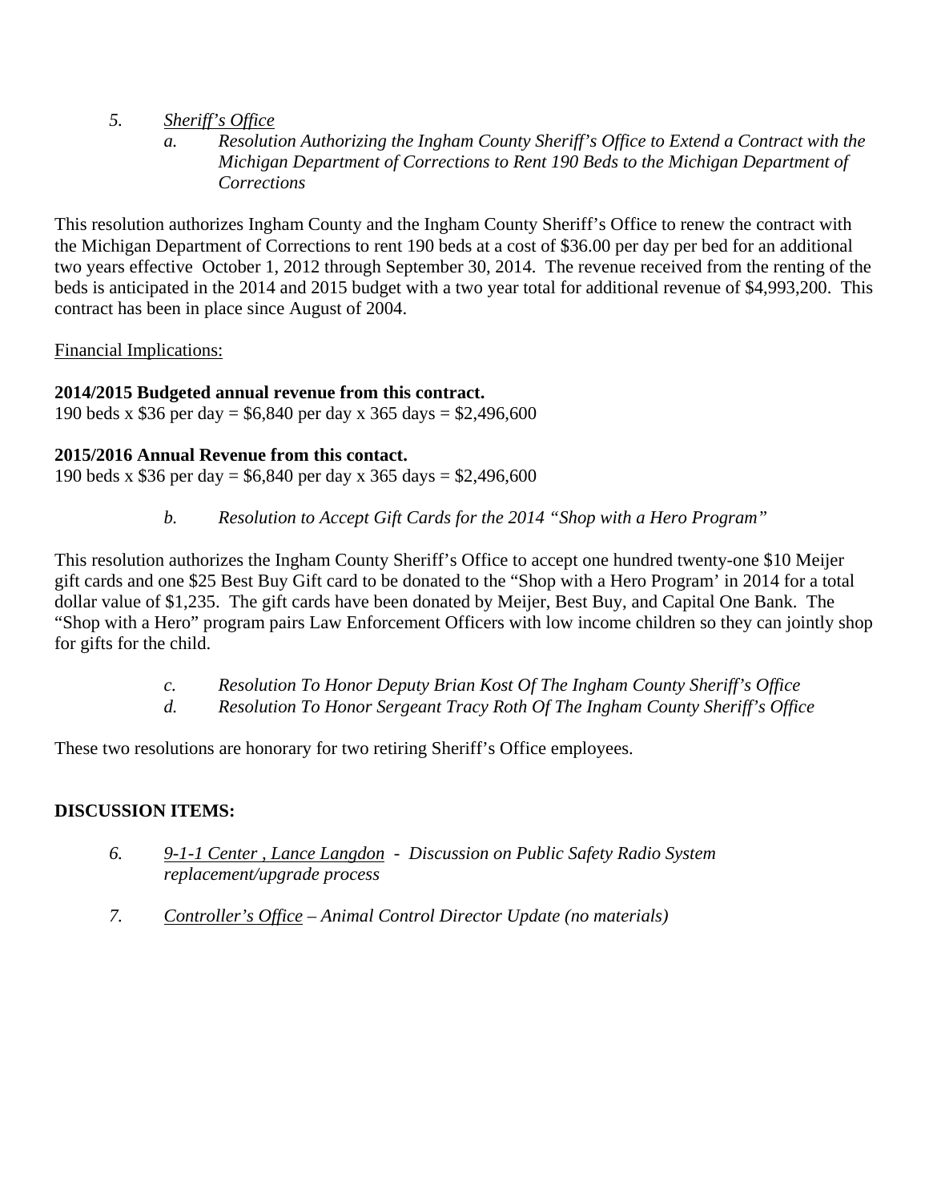5. *Sheriff's Office*
   a. *Resolution Authorizing the Ingham County Sheriff's Office to Extend a Contract with the Michigan Department of Corrections to Rent 190 Beds to the Michigan Department of Corrections*

This resolution authorizes Ingham County and the Ingham County Sheriff's Office to renew the contract with the Michigan Department of Corrections to rent 190 beds at a cost of $36.00 per day per bed for an additional two years effective October 1, 2012 through September 30, 2014. The revenue received from the renting of the beds is anticipated in the 2014 and 2015 budget with a two year total for additional revenue of $4,993,200. This contract has been in place since August of 2004.

Financial Implications:

**2014/2015 Budgeted annual revenue from this contract.**
190 beds x $36 per day = $6,840 per day x 365 days = $2,496,600

**2015/2016 Annual Revenue from this contact.**
190 beds x $36 per day = $6,840 per day x 365 days = $2,496,600

   b. *Resolution to Accept Gift Cards for the 2014 "Shop with a Hero Program"*

This resolution authorizes the Ingham County Sheriff's Office to accept one hundred twenty-one $10 Meijer gift cards and one $25 Best Buy Gift card to be donated to the "Shop with a Hero Program' in 2014 for a total dollar value of $1,235. The gift cards have been donated by Meijer, Best Buy, and Capital One Bank. The "Shop with a Hero" program pairs Law Enforcement Officers with low income children so they can jointly shop for gifts for the child.

   c. *Resolution To Honor Deputy Brian Kost Of The Ingham County Sheriff's Office*
   d. *Resolution To Honor Sergeant Tracy Roth Of The Ingham County Sheriff's Office*

These two resolutions are honorary for two retiring Sheriff's Office employees.

**DISCUSSION ITEMS:**

6. *9-1-1 Center , Lance Langdon - Discussion on Public Safety Radio System replacement/upgrade process*

7. *Controller's Office – Animal Control Director Update (no materials)*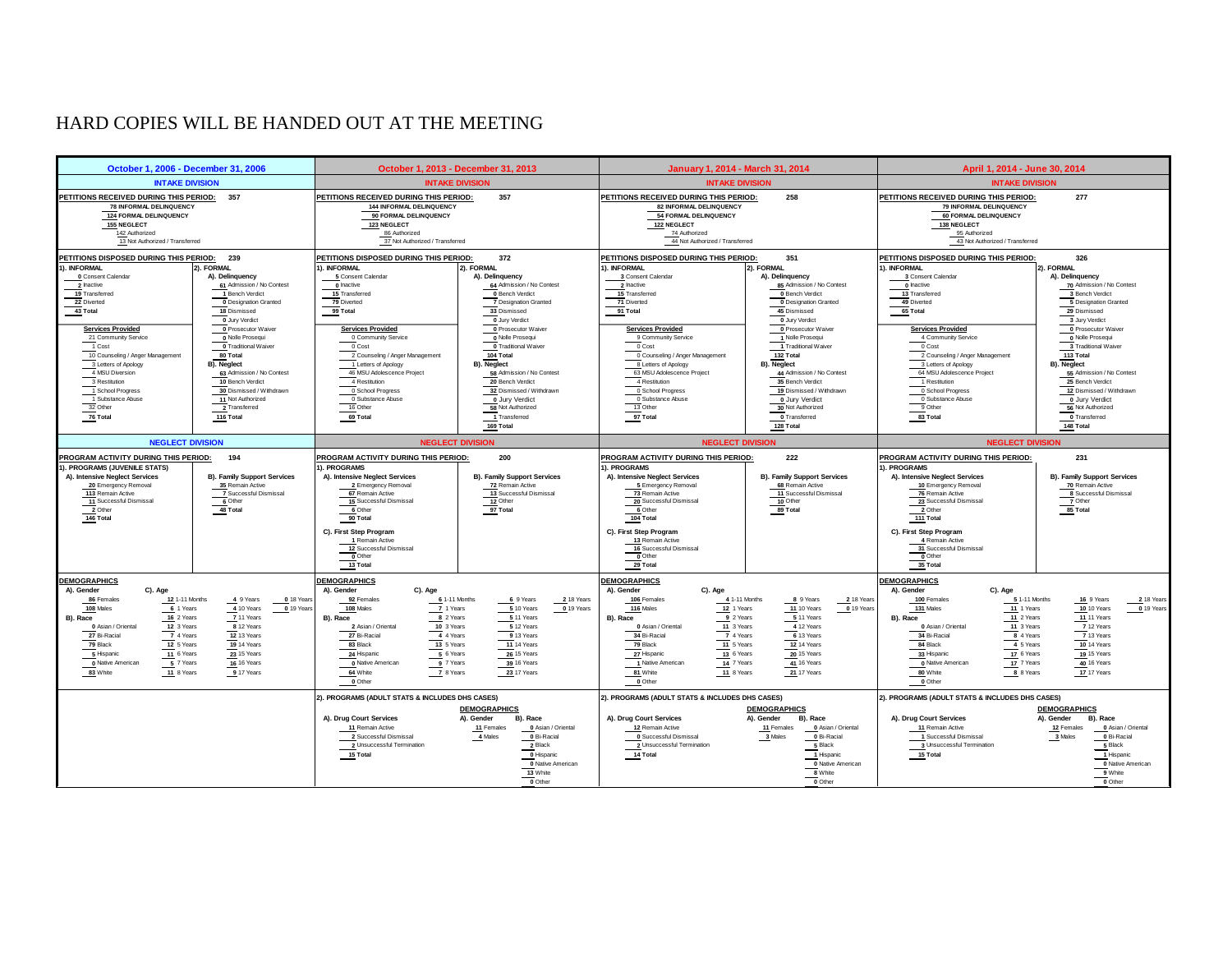HARD COPIES WILL BE HANDED OUT AT THE MEETING

## INTAKE DIVISION

| | October 1, 2006 - December 31, 2006 | October 1, 2013 - December 31, 2013 | January 1, 2014 - March 31, 2014 | April 1, 2014 - June 30, 2014 |
|---|---|---|---|---|
| **PETITIONS RECEIVED DURING THIS PERIOD** | 357 | 357 | 258 | 277 |
| INFORMAL DELINQUENCY | 78 | 144 | 82 | 79 |
| FORMAL DELINQUENCY | 124 | 90 | 54 | 60 |
| NEGLECT | 155 | 123 | 122 | 138 |
| Authorized | 142 | 86 | 74 | 95 |
| Not Authorized / Transferred | 13 | 37 | 44 | 43 |
| **PETITIONS DISPOSED DURING THIS PERIOD** | 239 | 372 | 351 | 326 |
| **1). INFORMAL** | | | | |
| Consent Calendar | 0 | 5 | 3 | 3 |
| Inactive | 2 | 0 | 2 | 0 |
| Transferred | 19 | 15 | 15 | 13 |
| Diverted | 22 | 79 | 71 | 49 |
| Total | 43 | 99 | 91 | 65 |
| **Services Provided** | | | | |
| Community Service | 21 | 0 | 9 | 4 |
| Cost | 1 | 0 | 0 | 0 |
| Counseling / Anger Management | 10 | 2 | 0 | 2 |
| Letters of Apology | 3 | 1 | 8 | 3 |
| MSU Diversion / MSU Adolescence Project | 4 | 46 | 63 | 64 |
| Restitution | 3 | 4 | 4 | 1 |
| School Progress | 1 | 0 | 0 | 0 |
| Substance Abuse | 1 | 0 | 0 | 0 |
| Other | 32 | 16 | 13 | 9 |
| Total | 76 | 69 | 97 | 83 |
| **2). FORMAL** | | | | |
| **A). Delinquency** | | | | |
| Admission / No Contest | 61 | 64 | 85 | 70 |
| Bench Verdict | 1 | 0 | 0 | 3 |
| Designation Granted | 0 | 7 | 0 | 5 |
| Dismissed | 18 | 33 | 45 | 29 |
| Jury Verdict | 0 | 0 | 0 | 3 |
| Prosecutor Waiver | 0 | 0 | 0 | 0 |
| Nolle Prosequi | 0 | 0 | 1 | 0 |
| Traditional Waiver | 0 | 0 | 1 | 3 |
| Total | 80 | 104 | 132 | 113 |
| **B). Neglect** | | | | |
| Admission / No Contest | 63 | 58 | 44 | 55 |
| Bench Verdict | 10 | 20 | 35 | 25 |
| Dismissed / Withdrawn | 30 | 32 | 19 | 12 |
| Jury Verdict | | 0 | 0 | 0 |
| Not Authorized | 11 | 58 | 30 | 56 |
| Transferred | 2 | 1 | 0 | 0 |
| Total | 116 | 169 | 128 | 148 |

## NEGLECT DIVISION

| | October 1, 2006 - December 31, 2006 | October 1, 2013 - December 31, 2013 | January 1, 2014 - March 31, 2014 | April 1, 2014 - June 30, 2014 |
|---|---|---|---|---|
| **PROGRAM ACTIVITY DURING THIS PERIOD** | 194 | 200 | 222 | 231 |
| **1). PROGRAMS** (2006: PROGRAMS (JUVENILE STATS)) | | | | |
| **A). Intensive Neglect Services** | | | | |
| Emergency Removal | 20 | 2 | 5 | 10 |
| Remain Active | 113 | 67 | 73 | 76 |
| Successful Dismissal | 11 | 15 | 20 | 23 |
| Other | 2 | 6 | 6 | 2 |
| Total | 146 | 90 | 104 | 111 |
| **B). Family Support Services** | | | | |
| Remain Active | 35 | 72 | 68 | 70 |
| Successful Dismissal | 7 | 13 | 11 | 8 |
| Other | 6 | 12 | 10 | 7 |
| Total | 48 | 97 | 89 | 85 |
| **C). First Step Program** | | | | |
| Remain Active | | 1 | 13 | 4 |
| Successful Dismissal | | 12 | 16 | 31 |
| Other | | 0 | 0 | 0 |
| Total | | 13 | 29 | 35 |

## DEMOGRAPHICS

| | October 1, 2006 - December 31, 2006 | October 1, 2013 - December 31, 2013 | January 1, 2014 - March 31, 2014 | April 1, 2014 - June 30, 2014 |
|---|---|---|---|---|
| **A). Gender** | | | | |
| Females | 86 | 92 | 106 | 100 |
| Males | 108 | 108 | 116 | 131 |
| **B). Race** | | | | |
| Asian / Oriental | 0 | 2 | 0 | 0 |
| Bi-Racial | 27 | 27 | 34 | 34 |
| Black | 79 | 83 | 79 | 84 |
| Hispanic | 5 | 24 | 27 | 33 |
| Native American | 0 | 0 | 1 | 0 |
| White | 83 | 64 | 81 | 80 |
| Other | | 0 | 0 | 0 |
| **C). Age** | | | | |
| 1-11 Months | 12 | 6 | 4 | 5 |
| 1 Years | 6 | 7 | 12 | 11 |
| 2 Years | 16 | 8 | 9 | 11 |
| 3 Years | 12 | 10 | 11 | 11 |
| 4 Years | 7 | 4 | 7 | 8 |
| 5 Years | 12 | 13 | 11 | 4 |
| 6 Years | 11 | 5 | 13 | 17 |
| 7 Years | 5 | 9 | 14 | 17 |
| 8 Years | 11 | 7 | 11 | 8 |
| 9 Years | 4 | 6 | 8 | 16 |
| 10 Years | 4 | 5 | 11 | 10 |
| 11 Years | 7 | 5 | 5 | 11 |
| 12 Years | 8 | 5 | 4 | 7 |
| 13 Years | 12 | 9 | 6 | 7 |
| 14 Years | 19 | 11 | 12 | 10 |
| 15 Years | 23 | 26 | 20 | 19 |
| 16 Years | 16 | 39 | 41 | 40 |
| 17 Years | 9 | 23 | 21 | 17 |
| 18 Years | 0 | 2 | 2 | 2 |
| 19 Years | 0 | 0 | 0 | 0 |

## 2). PROGRAMS (ADULT STATS & INCLUDES DHS CASES)

| | October 1, 2013 - December 31, 2013 | January 1, 2014 - March 31, 2014 | April 1, 2014 - June 30, 2014 |
|---|---|---|---|
| **A). Drug Court Services** | | | |
| Remain Active | 11 | 12 | 11 |
| Successful Dismissal | 2 | 0 | 1 |
| Unsuccessful Termination | 2 | 2 | 3 |
| Total | 15 | 14 | 15 |
| **DEMOGRAPHICS** | | | |
| **A). Gender** | | | |
| Females | 11 | 11 | 12 |
| Males | 4 | 3 | 3 |
| **B). Race** | | | |
| Asian / Oriental | 0 | 0 | 0 |
| Bi-Racial | 0 | 0 | 0 |
| Black | 2 | 5 | 5 |
| Hispanic | 0 | 1 | 1 |
| Native American | 0 | 0 | 0 |
| White | 13 | 8 | 9 |
| Other | 0 | 0 | 0 |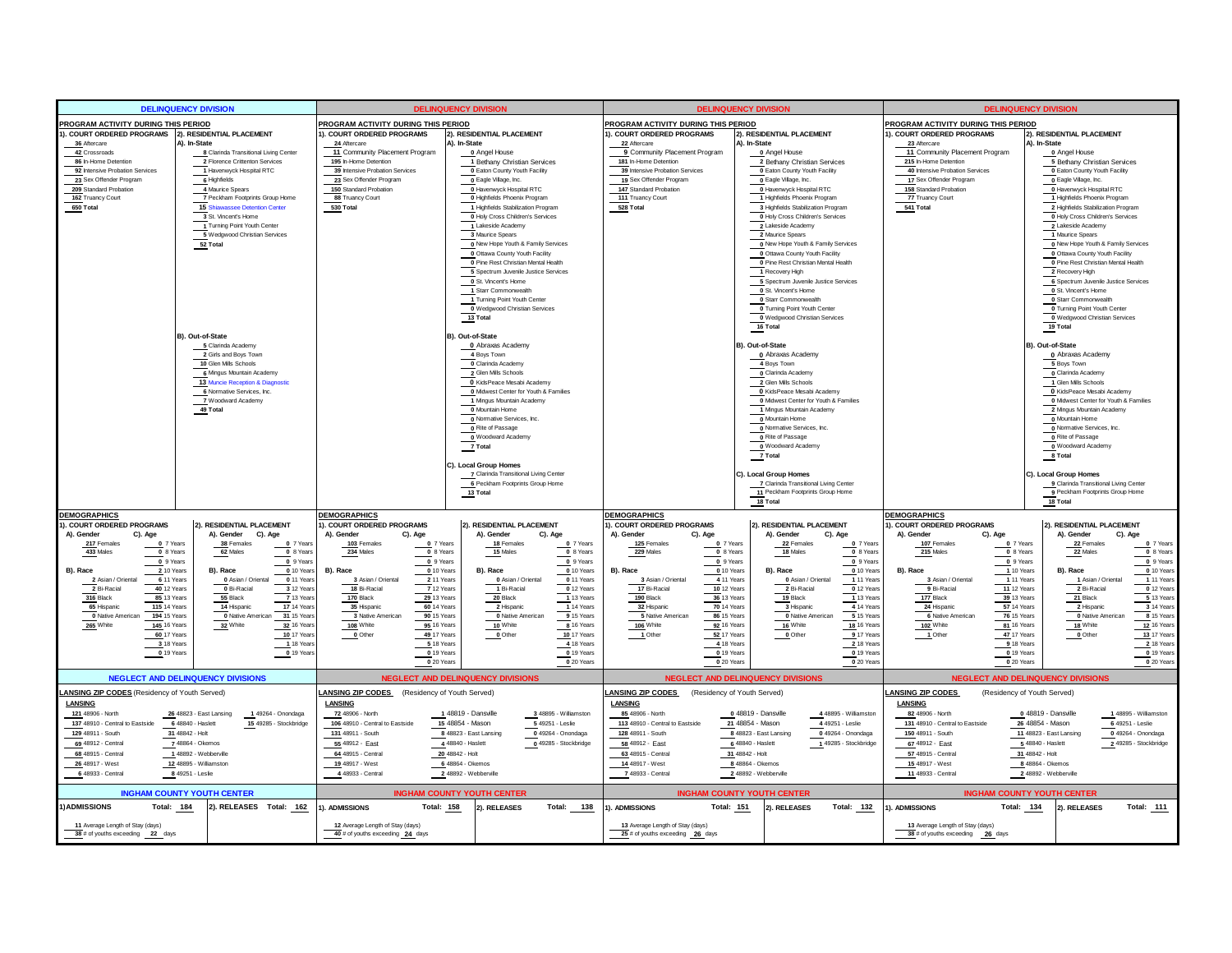## DELINQUENCY DIVISION (Column 1)

### PROGRAM ACTIVITY DURING THIS PERIOD

**1). COURT ORDERED PROGRAMS**

- 36 Aftercare
- 42 Crossroads
- 86 In-Home Detention
- 92 Intensive Probation Services
- 23 Sex Offender Program
- 209 Standard Probation
- 162 Truancy Court
- **650 Total**

**2). RESIDENTIAL PLACEMENT**

**A). In-State**

- 8 Clarinda Transitional Living Center
- 2 Florence Crittenton Services
- 1 Havenwyck Hospital RTC
- 6 Highfields
- 4 Maurice Spears
- 7 Peckham Footprints Group Home
- 15 Shiawassee Detention Center
- 3 St. Vincent's Home
- 1 Turning Point Youth Center
- 5 Wedgwood Christian Services
- **52 Total**

**B). Out-of-State**

- 5 Clarinda Academy
- 2 Girls and Boys Town
- 10 Glen Mills Schools
- 6 Mingus Mountain Academy
- 13 Muncie Reception & Diagnostic
- 6 Normative Services, Inc.
- 7 Woodward Academy
- **49 Total**

### DEMOGRAPHICS

**1). COURT ORDERED PROGRAMS**

A). Gender: 217 Females; 433 Males

B). Race: 2 Asian / Oriental; 2 Bi-Racial; 316 Black; 65 Hispanic; 0 Native American; 265 White

C). Age: 0 7 Years; 0 8 Years; 0 9 Years; 2 10 Years; 6 11 Years; 40 12 Years; 85 13 Years; 115 14 Years; 194 15 Years; 145 16 Years; 60 17 Years; 3 18 Years; 0 19 Years

**2). RESIDENTIAL PLACEMENT**

A). Gender: 38 Females; 62 Males

B). Race: 0 Asian / Oriental; 0 Bi-Racial; 55 Black; 14 Hispanic; 0 Native American; 32 White

C). Age: 0 7 Years; 0 8 Years; 0 9 Years; 0 10 Years; 0 11 Years; 3 12 Years; 7 13 Years; 17 14 Years; 31 15 Years; 32 16 Years; 10 17 Years; 1 18 Years; 0 19 Years

### NEGLECT AND DELINQUENCY DIVISIONS

**LANSING ZIP CODES** (Residency of Youth Served)

**LANSING**

- 121 48906 - North
- 137 48910 - Central to Eastside
- 129 48911 - South
- 69 48912 - Central
- 68 48915 - Central
- 26 48917 - West
- 6 48933 - Central
- 26 48823 - East Lansing
- 6 48840 - Haslett
- 31 48842 - Holt
- 7 48864 - Okemos
- 1 48892 - Webberville
- 12 48895 - Williamston
- 8 49251 - Leslie
- 1 49264 - Onondaga
- 15 49285 - Stockbridge

### INGHAM COUNTY YOUTH CENTER

1) ADMISSIONS Total: 184

2). RELEASES Total: 162

- 11 Average Length of Stay (days)
- 38 # of youths exceeding 22 days

---

## DELINQUENCY DIVISION (Column 2)

### PROGRAM ACTIVITY DURING THIS PERIOD

**1). COURT ORDERED PROGRAMS**

- 24 Aftercare
- 11 Community Placement Program
- 195 In-Home Detention
- 39 Intensive Probation Services
- 23 Sex Offender Program
- 150 Standard Probation
- 88 Truancy Court
- **530 Total**

**2). RESIDENTIAL PLACEMENT**

**A). In-State**

- 0 Angel House
- 1 Bethany Christian Services
- 0 Eaton County Youth Facility
- 0 Eagle Village, Inc.
- 0 Havenwyck Hospital RTC
- 0 Highfields Phoenix Program
- 1 Highfields Stabilization Program
- 0 Holy Cross Children's Services
- 1 Lakeside Academy
- 3 Maurice Spears
- 0 New Hope Youth & Family Services
- 0 Ottawa County Youth Facility
- 0 Pine Rest Christian Mental Health
- 5 Spectrum Juvenile Justice Services
- 0 St. Vincent's Home
- 1 Starr Commonwealth
- 1 Turning Point Youth Center
- 0 Wedgwood Christian Services
- **13 Total**

**B). Out-of-State**

- 0 Abraxas Academy
- 4 Boys Town
- 0 Clarinda Academy
- 2 Glen Mills Schools
- 0 KidsPeace Mesabi Academy
- 0 Midwest Center for Youth & Families
- 1 Mingus Mountain Academy
- 0 Mountain Home
- 0 Normative Services, Inc.
- 0 Rite of Passage
- 0 Woodward Academy
- **7 Total**

**C). Local Group Homes**

- 7 Clarinda Transitional Living Center
- 6 Peckham Footprints Group Home
- **13 Total**

### DEMOGRAPHICS

**1). COURT ORDERED PROGRAMS**

A). Gender: 103 Females; 234 Males

B). Race: 3 Asian / Oriental; 18 Bi-Racial; 170 Black; 35 Hispanic; 3 Native American; 108 White; 0 Other

C). Age: 0 7 Years; 0 8 Years; 0 9 Years; 0 10 Years; 2 11 Years; 7 12 Years; 29 13 Years; 60 14 Years; 90 15 Years; 95 16 Years; 49 17 Years; 5 18 Years; 0 19 Years; 0 20 Years

**2). RESIDENTIAL PLACEMENT**

A). Gender: 18 Females; 15 Males

B). Race: 0 Asian / Oriental; 1 Bi-Racial; 20 Black; 2 Hispanic; 0 Native American; 10 White; 0 Other

C). Age: 0 7 Years; 0 8 Years; 0 9 Years; 0 10 Years; 0 11 Years; 0 12 Years; 1 13 Years; 1 14 Years; 9 15 Years; 8 16 Years; 10 17 Years; 4 18 Years; 0 19 Years; 0 20 Years

### NEGLECT AND DELINQUENCY DIVISIONS

**LANSING ZIP CODES** (Residency of Youth Served)

**LANSING**

- 72 48906 - North
- 106 48910 - Central to Eastside
- 131 48911 - South
- 55 48912 - East
- 64 48915 - Central
- 19 48917 - West
- 4 48933 - Central
- 1 48819 - Dansville
- 15 48854 - Mason
- 8 48823 - East Lansing
- 4 48840 - Haslett
- 20 48842 - Holt
- 6 48864 - Okemos
- 2 48892 - Webberville
- 3 48895 - Williamston
- 5 49251 - Leslie
- 0 49264 - Onondaga
- 0 49285 - Stockbridge

### INGHAM COUNTY YOUTH CENTER

1). ADMISSIONS Total: 158

2). RELEASES Total: 138

- 12 Average Length of Stay (days)
- 40 # of youths exceeding 24 days

---

## DELINQUENCY DIVISION (Column 3)

### PROGRAM ACTIVITY DURING THIS PERIOD

**1). COURT ORDERED PROGRAMS**

- 22 Aftercare
- 9 Community Placement Program
- 181 In-Home Detention
- 39 Intensive Probation Services
- 19 Sex Offender Program
- 147 Standard Probation
- 111 Truancy Court
- **528 Total**

**2). RESIDENTIAL PLACEMENT**

**A). In-State**

- 0 Angel House
- 2 Bethany Christian Services
- 0 Eaton County Youth Facility
- 0 Eagle Village, Inc.
- 0 Havenwyck Hospital RTC
- 1 Highfields Phoenix Program
- 3 Highfields Stabilization Program
- 0 Holy Cross Children's Services
- 2 Lakeside Academy
- 2 Maurice Spears
- 0 New Hope Youth & Family Services
- 0 Ottawa County Youth Facility
- 0 Pine Rest Christian Mental Health
- 1 Recovery High
- 5 Spectrum Juvenile Justice Services
- 0 St. Vincent's Home
- 0 Starr Commonwealth
- 0 Turning Point Youth Center
- 0 Wedgwood Christian Services
- **16 Total**

**B). Out-of-State**

- 0 Abraxas Academy
- 4 Boys Town
- 0 Clarinda Academy
- 2 Glen Mills Schools
- 0 KidsPeace Mesabi Academy
- 0 Midwest Center for Youth & Families
- 1 Mingus Mountain Academy
- 0 Mountain Home
- 0 Normative Services, Inc.
- 0 Rite of Passage
- 0 Woodward Academy
- **7 Total**

**C). Local Group Homes**

- 7 Clarinda Transitional Living Center
- 11 Peckham Footprints Group Home
- **18 Total**

### DEMOGRAPHICS

**1). COURT ORDERED PROGRAMS**

A). Gender: 125 Females; 229 Males

B). Race: 3 Asian / Oriental; 17 Bi-Racial; 190 Black; 32 Hispanic; 5 Native American; 106 White; 1 Other

C). Age: 0 7 Years; 0 8 Years; 0 9 Years; 0 10 Years; 4 11 Years; 10 12 Years; 36 13 Years; 70 14 Years; 86 15 Years; 92 16 Years; 52 17 Years; 4 18 Years; 0 19 Years; 0 20 Years

**2). RESIDENTIAL PLACEMENT**

A). Gender: 22 Females; 18 Males

B). Race: 0 Asian / Oriental; 2 Bi-Racial; 19 Black; 3 Hispanic; 0 Native American; 16 White; 0 Other

C). Age: 0 7 Years; 0 8 Years; 0 9 Years; 0 10 Years; 1 11 Years; 0 12 Years; 1 13 Years; 4 14 Years; 5 15 Years; 18 16 Years; 9 17 Years; 2 18 Years; 0 19 Years; 0 20 Years

### NEGLECT AND DELINQUENCY DIVISIONS

**LANSING ZIP CODES** (Residency of Youth Served)

**LANSING**

- 85 48906 - North
- 113 48910 - Central to Eastside
- 128 48911 - South
- 58 48912 - East
- 63 48915 - Central
- 14 48917 - West
- 7 48933 - Central
- 0 48819 - Dansville
- 21 48854 - Mason
- 8 48823 - East Lansing
- 6 48840 - Haslett
- 31 48842 - Holt
- 8 48864 - Okemos
- 2 48892 - Webberville
- 4 48895 - Williamston
- 4 49251 - Leslie
- 0 49264 - Onondaga
- 1 49285 - Stockbridge

### INGHAM COUNTY YOUTH CENTER

1). ADMISSIONS Total: 151

2). RELEASES Total: 132

- 13 Average Length of Stay (days)
- 25 # of youths exceeding 26 days

---

## DELINQUENCY DIVISION (Column 4)

### PROGRAM ACTIVITY DURING THIS PERIOD

**1). COURT ORDERED PROGRAMS**

- 23 Aftercare
- 11 Community Placement Program
- 215 In-Home Detention
- 40 Intensive Probation Services
- 17 Sex Offender Program
- 158 Standard Probation
- 77 Truancy Court
- **541 Total**

**2). RESIDENTIAL PLACEMENT**

**A). In-State**

- 0 Angel House
- 5 Bethany Christian Services
- 0 Eaton County Youth Facility
- 0 Eagle Village, Inc.
- 0 Havenwyck Hospital RTC
- 1 Highfields Phoenix Program
- 2 Highfields Stabilization Program
- 0 Holy Cross Children's Services
- 2 Lakeside Academy
- 1 Maurice Spears
- 0 New Hope Youth & Family Services
- 0 Ottawa County Youth Facility
- 0 Pine Rest Christian Mental Health
- 2 Recovery High
- 6 Spectrum Juvenile Justice Services
- 0 St. Vincent's Home
- 0 Starr Commonwealth
- 0 Turning Point Youth Center
- 0 Wedgwood Christian Services
- **19 Total**

**B). Out-of-State**

- 0 Abraxas Academy
- 5 Boys Town
- 0 Clarinda Academy
- 1 Glen Mills Schools
- 0 KidsPeace Mesabi Academy
- 0 Midwest Center for Youth & Families
- 2 Mingus Mountain Academy
- 0 Mountain Home
- 0 Normative Services, Inc.
- 0 Rite of Passage
- 0 Woodward Academy
- **8 Total**

**C). Local Group Homes**

- 9 Clarinda Transitional Living Center
- 9 Peckham Footprints Group Home
- **18 Total**

### DEMOGRAPHICS

**1). COURT ORDERED PROGRAMS**

A). Gender: 107 Females; 215 Males

B). Race: 3 Asian / Oriental; 9 Bi-Racial; 177 Black; 24 Hispanic; 6 Native American; 102 White; 1 Other

C). Age: 0 7 Years; 0 8 Years; 0 9 Years; 1 10 Years; 1 11 Years; 11 12 Years; 39 13 Years; 57 14 Years; 76 15 Years; 81 16 Years; 47 17 Years; 9 18 Years; 0 19 Years; 0 20 Years

**2). RESIDENTIAL PLACEMENT**

A). Gender: 22 Females; 22 Males

B). Race: 1 Asian / Oriental; 2 Bi-Racial; 21 Black; 2 Hispanic; 0 Native American; 18 White; 0 Other

C). Age: 0 7 Years; 0 8 Years; 0 9 Years; 0 10 Years; 1 11 Years; 0 12 Years; 5 13 Years; 3 14 Years; 8 15 Years; 12 16 Years; 13 17 Years; 2 18 Years; 0 19 Years; 0 20 Years

### NEGLECT AND DELINQUENCY DIVISIONS

**LANSING ZIP CODES** (Residency of Youth Served)

**LANSING**

- 82 48906 - North
- 131 48910 - Central to Eastside
- 150 48911 - South
- 67 48912 - East
- 57 48915 - Central
- 15 48917 - West
- 11 48933 - Central
- 0 48819 - Dansville
- 26 48854 - Mason
- 11 48823 - East Lansing
- 5 48840 - Haslett
- 31 48842 - Holt
- 8 48864 - Okemos
- 2 48892 - Webberville
- 1 48895 - Williamston
- 6 49251 - Leslie
- 0 49264 - Onondaga
- 2 49285 - Stockbridge

### INGHAM COUNTY YOUTH CENTER

1). ADMISSIONS Total: 134

2). RELEASES Total: 111

- 13 Average Length of Stay (days)
- 38 # of youths exceeding 26 days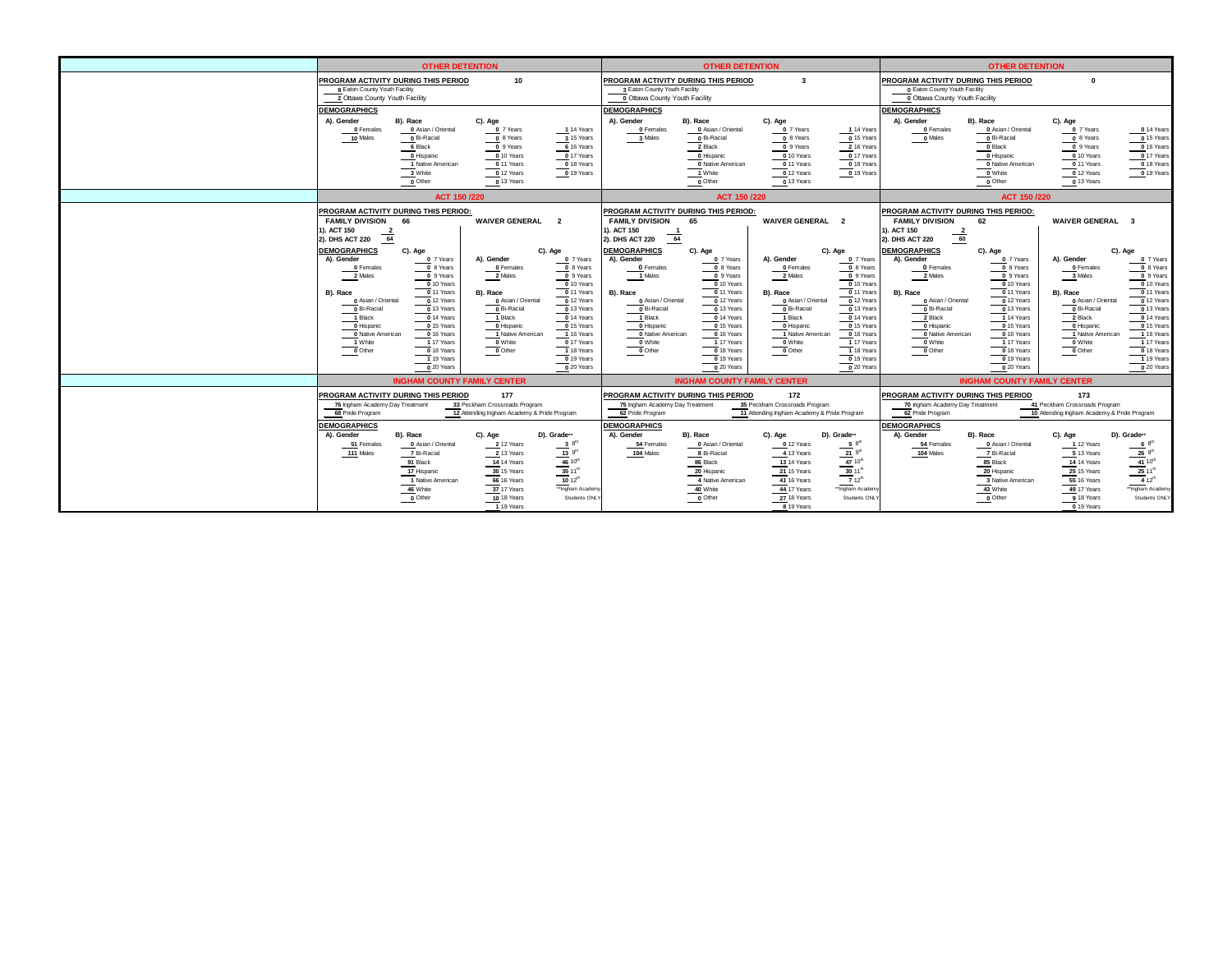## OTHER DETENTION

| | Period 1 | Period 2 | Period 3 |
|---|---|---|---|
| **PROGRAM ACTIVITY DURING THIS PERIOD** | 10 | 3 | 0 |
| Eaton County Youth Facility | 8 | 3 | 0 |
| Ottawa County Youth Facility | 2 | 0 | 0 |
| **DEMOGRAPHICS** | | | |
| **A). Gender** | | | |
| Females | 0 | 0 | 0 |
| Males | 10 | 3 | 0 |
| **B). Race** | | | |
| Asian / Oriental | 0 | 0 | 0 |
| Bi-Racial | 0 | 0 | 0 |
| Black | 6 | 2 | 0 |
| Hispanic | 0 | 0 | 0 |
| Native American | 1 | 0 | 0 |
| White | 3 | 1 | 0 |
| Other | 0 | 0 | 0 |
| **C). Age** | | | |
| 7 Years | 0 | 0 | 0 |
| 8 Years | 0 | 0 | 0 |
| 9 Years | 0 | 0 | 0 |
| 10 Years | 0 | 0 | 0 |
| 11 Years | 0 | 0 | 0 |
| 12 Years | 0 | 0 | 0 |
| 13 Years | 0 | 0 | 0 |
| 14 Years | 1 | 1 | 0 |
| 15 Years | 3 | 0 | 0 |
| 16 Years | 6 | 2 | 0 |
| 17 Years | 0 | 0 | 0 |
| 18 Years | 0 | 0 | 0 |
| 19 Years | 0 | 0 | 0 |

## ACT 150 /220

**PROGRAM ACTIVITY DURING THIS PERIOD:**

| | Period 1 | Period 2 | Period 3 |
|---|---|---|---|
| **FAMILY DIVISION** | 66 | 65 | 62 |
| 1). ACT 150 | 2 | 1 | 2 |
| 2). DHS ACT 220 | 64 | 64 | 60 |
| **WAIVER GENERAL** | 2 | 2 | 3 |

**Family Division – Demographics**

| | Period 1 | Period 2 | Period 3 |
|---|---|---|---|
| **A). Gender** | | | |
| Females | 0 | 0 | 0 |
| Males | 2 | 1 | 2 |
| **B). Race** | | | |
| Asian / Oriental | 0 | 0 | 0 |
| Bi-Racial | 0 | 0 | 0 |
| Black | 1 | 1 | 2 |
| Hispanic | 0 | 0 | 0 |
| Native American | 0 | 0 | 0 |
| White | 1 | 0 | 0 |
| Other | 0 | 0 | 0 |
| **C). Age** | | | |
| 7 Years | 0 | 0 | 0 |
| 8 Years | 0 | 0 | 0 |
| 9 Years | 0 | 0 | 0 |
| 10 Years | 0 | 0 | 0 |
| 11 Years | 0 | 0 | 0 |
| 12 Years | 0 | 0 | 0 |
| 13 Years | 0 | 0 | 0 |
| 14 Years | 0 | 0 | 1 |
| 15 Years | 0 | 0 | 0 |
| 16 Years | 0 | 0 | 0 |
| 17 Years | 1 | 1 | 1 |
| 18 Years | 0 | 0 | 0 |
| 19 Years | 1 | 0 | 0 |
| 20 Years | 0 | 0 | 0 |

**Waiver General – Demographics**

| | Period 1 | Period 2 | Period 3 |
|---|---|---|---|
| **A). Gender** | | | |
| Females | 0 | 0 | 0 |
| Males | 1 | 2 | 3 |
| **B). Race** | | | |
| Asian / Oriental | 0 | 0 | 0 |
| Bi-Racial | 0 | 0 | 0 |
| Black | 1 | 1 | 2 |
| Hispanic | 0 | 0 | 0 |
| Native American | 1 | 1 | 1 |
| White | 0 | 0 | 0 |
| Other | 0 | 0 | 0 |
| **C). Age** | | | |
| 7 Years | 0 | 0 | 0 |
| 8 Years | 0 | 0 | 0 |
| 9 Years | 0 | 0 | 0 |
| 10 Years | 0 | 0 | 0 |
| 11 Years | 0 | 0 | 0 |
| 12 Years | 0 | 0 | 0 |
| 13 Years | 0 | 0 | 0 |
| 14 Years | 0 | 0 | 0 |
| 15 Years | 0 | 0 | 0 |
| 16 Years | 1 | 0 | 1 |
| 17 Years | 0 | 1 | 1 |
| 18 Years | 1 | 1 | 0 |
| 19 Years | 0 | 0 | 1 |
| 20 Years | 0 | 0 | 0 |

## INGHAM COUNTY FAMILY CENTER

| | Period 1 | Period 2 | Period 3 |
|---|---|---|---|
| **PROGRAM ACTIVITY DURING THIS PERIOD** | 177 | 172 | 173 |
| Ingham Academy Day Treatment | 76 | 75 | 70 |
| Pride Program | 68 | 62 | 62 |
| Peckham Crossroads Program | 33 | 35 | 41 |
| Attending Ingham Academy & Pride Program | 12 | 11 | 10 |
| **DEMOGRAPHICS** | | | |
| **A). Gender** | | | |
| Females | 51 | 54 | 54 |
| Males | 111 | 104 | 104 |
| **B). Race** | | | |
| Asian / Oriental | 0 | 0 | 0 |
| Bi-Racial | 7 | 8 | 7 |
| Black | 91 | 86 | 85 |
| Hispanic | 17 | 20 | 20 |
| Native American | 1 | 4 | 3 |
| White | 46 | 40 | 43 |
| Other | 0 | 0 | 0 |
| **C). Age** | | | |
| 12 Years | 2 | 0 | 1 |
| 13 Years | 2 | 4 | 5 |
| 14 Years | 14 | 13 | 14 |
| 15 Years | 30 | 21 | 25 |
| 16 Years | 66 | 41 | 55 |
| 17 Years | 37 | 44 | 49 |
| 18 Years | 10 | 27 | 9 |
| 19 Years | 1 | 8 | 0 |
| **D). Grade**** | | | |
| 8th | 3 | 5 | 6 |
| 9th | 13 | 21 | 26 |
| 10th | 46 | 47 | 41 |
| 11th | 35 | 30 | 25 |
| 12th | 10 | 7 | 4 |

**Ingham Academy Students ONLY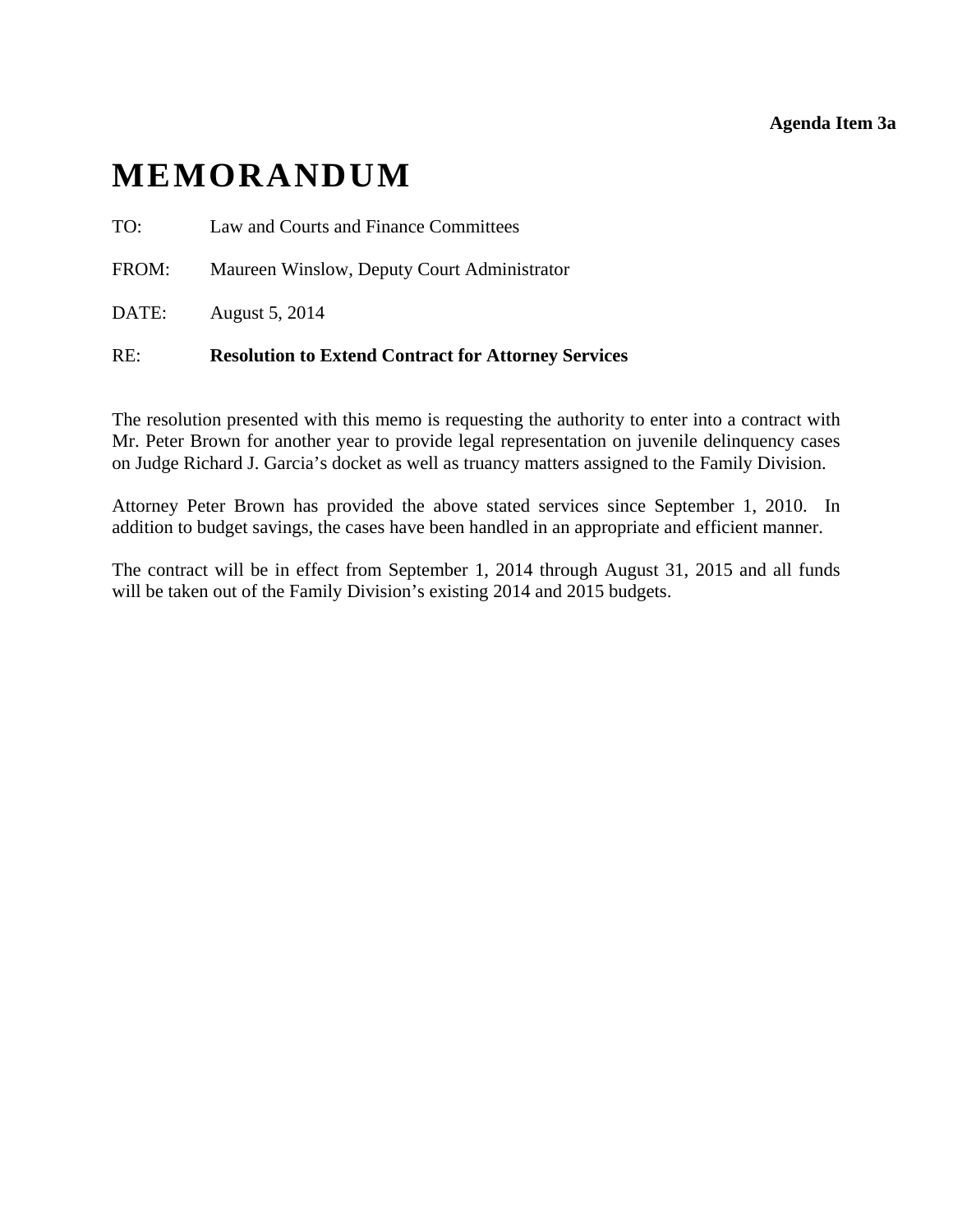**Agenda Item 3a**

# MEMORANDUM

TO: Law and Courts and Finance Committees

FROM: Maureen Winslow, Deputy Court Administrator

DATE: August 5, 2014

RE: **Resolution to Extend Contract for Attorney Services**

The resolution presented with this memo is requesting the authority to enter into a contract with Mr. Peter Brown for another year to provide legal representation on juvenile delinquency cases on Judge Richard J. Garcia's docket as well as truancy matters assigned to the Family Division.

Attorney Peter Brown has provided the above stated services since September 1, 2010. In addition to budget savings, the cases have been handled in an appropriate and efficient manner.

The contract will be in effect from September 1, 2014 through August 31, 2015 and all funds will be taken out of the Family Division's existing 2014 and 2015 budgets.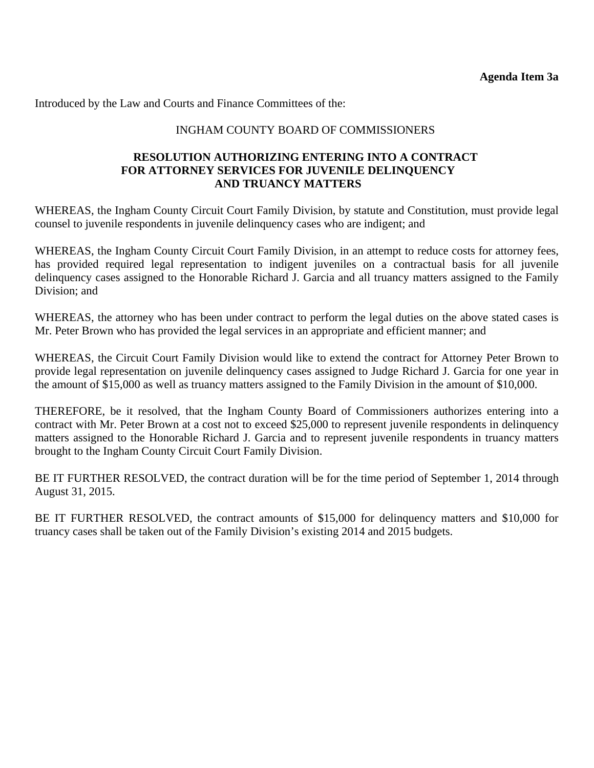**Agenda Item 3a**

Introduced by the Law and Courts and Finance Committees of the:

INGHAM COUNTY BOARD OF COMMISSIONERS

**RESOLUTION AUTHORIZING ENTERING INTO A CONTRACT FOR ATTORNEY SERVICES FOR JUVENILE DELINQUENCY AND TRUANCY MATTERS**

WHEREAS, the Ingham County Circuit Court Family Division, by statute and Constitution, must provide legal counsel to juvenile respondents in juvenile delinquency cases who are indigent; and

WHEREAS, the Ingham County Circuit Court Family Division, in an attempt to reduce costs for attorney fees, has provided required legal representation to indigent juveniles on a contractual basis for all juvenile delinquency cases assigned to the Honorable Richard J. Garcia and all truancy matters assigned to the Family Division; and

WHEREAS, the attorney who has been under contract to perform the legal duties on the above stated cases is Mr. Peter Brown who has provided the legal services in an appropriate and efficient manner; and

WHEREAS, the Circuit Court Family Division would like to extend the contract for Attorney Peter Brown to provide legal representation on juvenile delinquency cases assigned to Judge Richard J. Garcia for one year in the amount of $15,000 as well as truancy matters assigned to the Family Division in the amount of $10,000.

THEREFORE, be it resolved, that the Ingham County Board of Commissioners authorizes entering into a contract with Mr. Peter Brown at a cost not to exceed $25,000 to represent juvenile respondents in delinquency matters assigned to the Honorable Richard J. Garcia and to represent juvenile respondents in truancy matters brought to the Ingham County Circuit Court Family Division.

BE IT FURTHER RESOLVED, the contract duration will be for the time period of September 1, 2014 through August 31, 2015.

BE IT FURTHER RESOLVED, the contract amounts of $15,000 for delinquency matters and $10,000 for truancy cases shall be taken out of the Family Division's existing 2014 and 2015 budgets.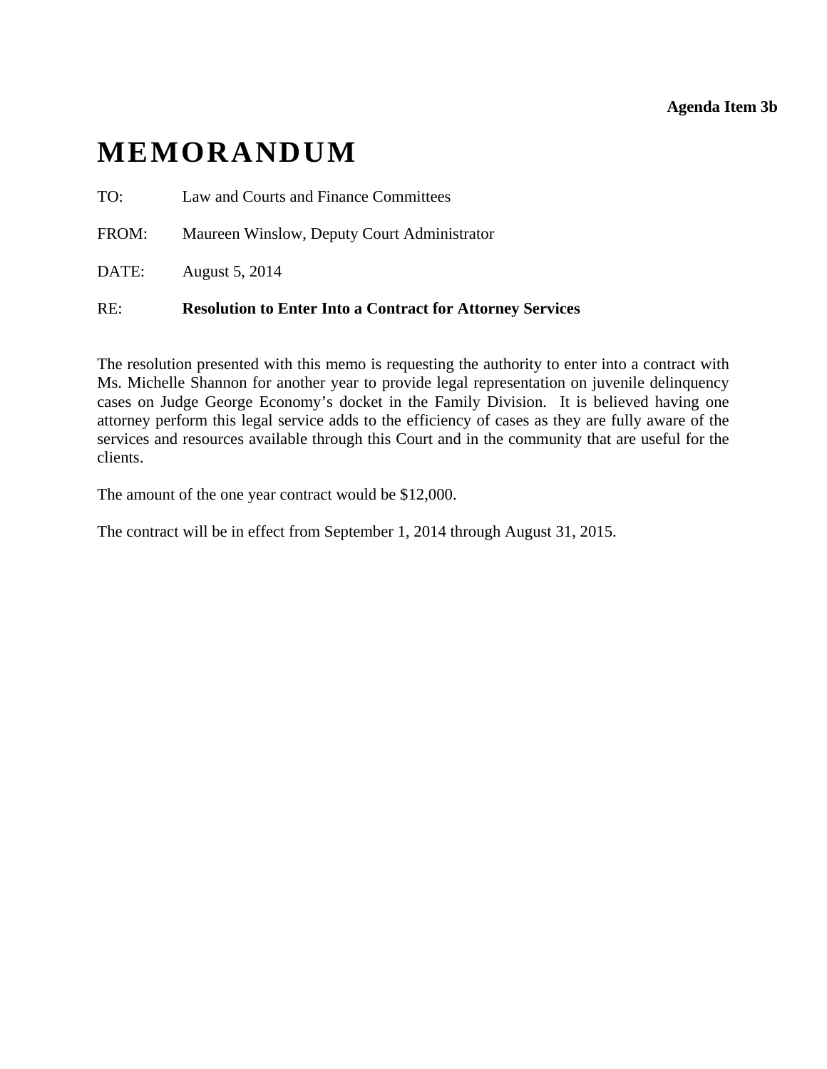**Agenda Item 3b**

# MEMORANDUM

TO: Law and Courts and Finance Committees

FROM: Maureen Winslow, Deputy Court Administrator

DATE: August 5, 2014

RE: **Resolution to Enter Into a Contract for Attorney Services**

The resolution presented with this memo is requesting the authority to enter into a contract with Ms. Michelle Shannon for another year to provide legal representation on juvenile delinquency cases on Judge George Economy's docket in the Family Division. It is believed having one attorney perform this legal service adds to the efficiency of cases as they are fully aware of the services and resources available through this Court and in the community that are useful for the clients.

The amount of the one year contract would be $12,000.

The contract will be in effect from September 1, 2014 through August 31, 2015.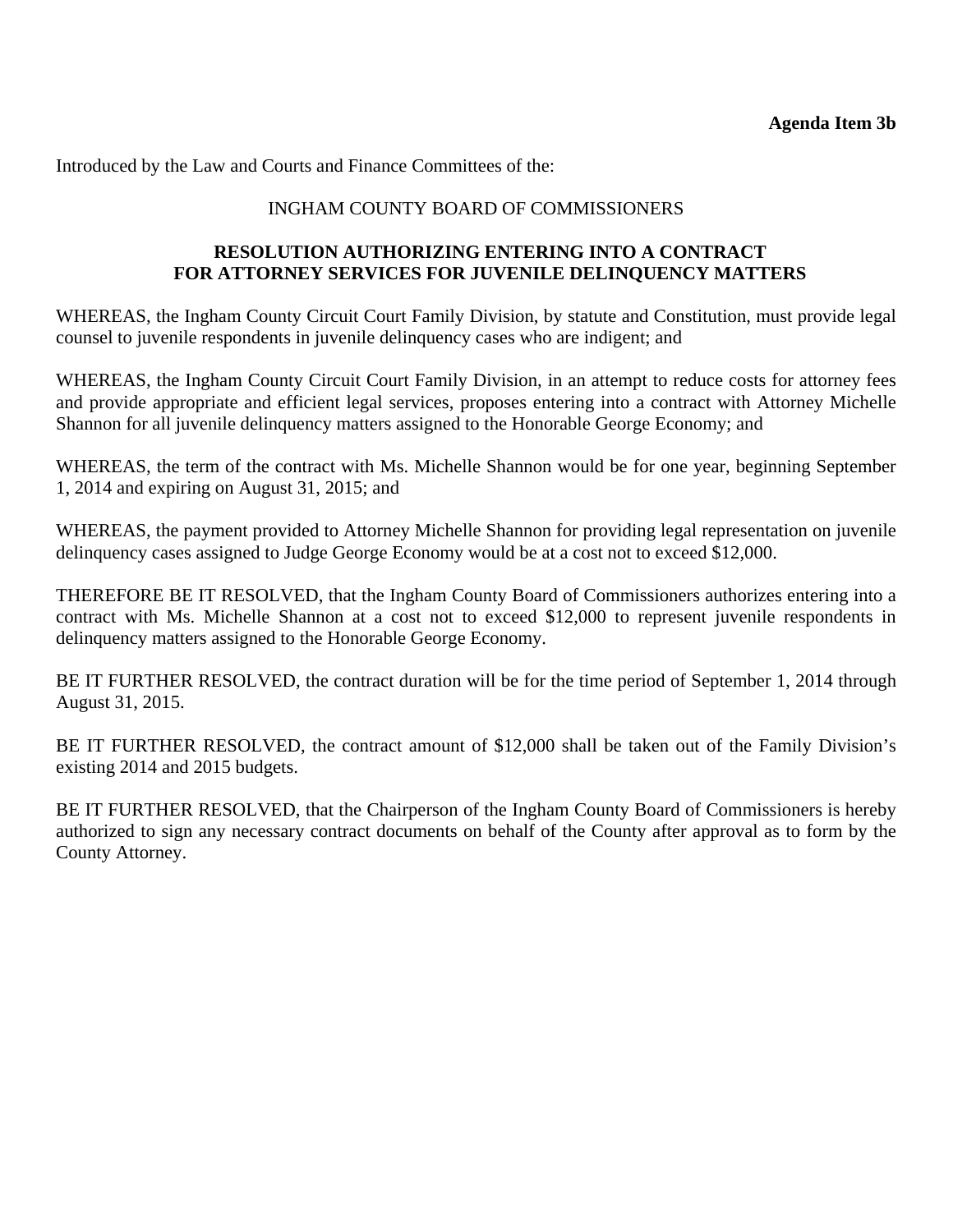**Agenda Item 3b**

Introduced by the Law and Courts and Finance Committees of the:

INGHAM COUNTY BOARD OF COMMISSIONERS

**RESOLUTION AUTHORIZING ENTERING INTO A CONTRACT FOR ATTORNEY SERVICES FOR JUVENILE DELINQUENCY MATTERS**

WHEREAS, the Ingham County Circuit Court Family Division, by statute and Constitution, must provide legal counsel to juvenile respondents in juvenile delinquency cases who are indigent; and

WHEREAS, the Ingham County Circuit Court Family Division, in an attempt to reduce costs for attorney fees and provide appropriate and efficient legal services, proposes entering into a contract with Attorney Michelle Shannon for all juvenile delinquency matters assigned to the Honorable George Economy; and

WHEREAS, the term of the contract with Ms. Michelle Shannon would be for one year, beginning September 1, 2014 and expiring on August 31, 2015; and

WHEREAS, the payment provided to Attorney Michelle Shannon for providing legal representation on juvenile delinquency cases assigned to Judge George Economy would be at a cost not to exceed $12,000.

THEREFORE BE IT RESOLVED, that the Ingham County Board of Commissioners authorizes entering into a contract with Ms. Michelle Shannon at a cost not to exceed $12,000 to represent juvenile respondents in delinquency matters assigned to the Honorable George Economy.

BE IT FURTHER RESOLVED, the contract duration will be for the time period of September 1, 2014 through August 31, 2015.

BE IT FURTHER RESOLVED, the contract amount of $12,000 shall be taken out of the Family Division's existing 2014 and 2015 budgets.

BE IT FURTHER RESOLVED, that the Chairperson of the Ingham County Board of Commissioners is hereby authorized to sign any necessary contract documents on behalf of the County after approval as to form by the County Attorney.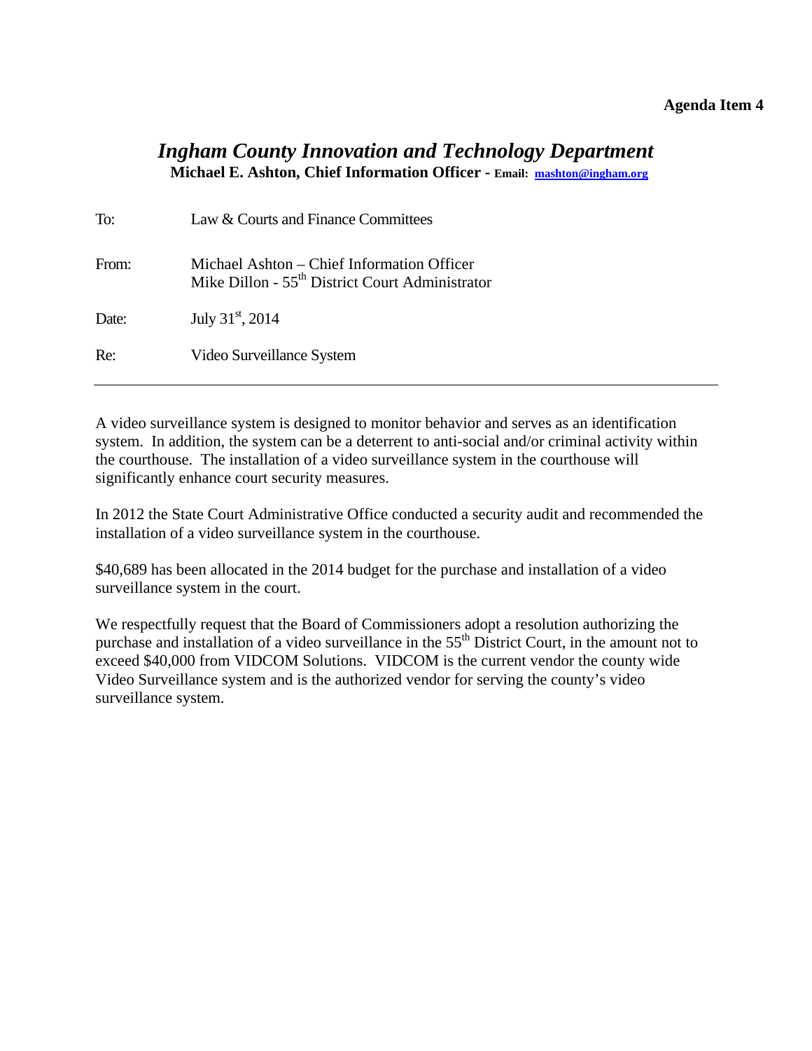**Agenda Item 4**

# *Ingham County Innovation and Technology Department*

**Michael E. Ashton, Chief Information Officer - Email: mashton@ingham.org**

| | |
|---|---|
| To: | Law & Courts and Finance Committees |
| From: | Michael Ashton – Chief Information Officer<br>Mike Dillon - 55th District Court Administrator |
| Date: | July 31st, 2014 |
| Re: | Video Surveillance System |

---

A video surveillance system is designed to monitor behavior and serves as an identification system. In addition, the system can be a deterrent to anti-social and/or criminal activity within the courthouse. The installation of a video surveillance system in the courthouse will significantly enhance court security measures.

In 2012 the State Court Administrative Office conducted a security audit and recommended the installation of a video surveillance system in the courthouse.

$40,689 has been allocated in the 2014 budget for the purchase and installation of a video surveillance system in the court.

We respectfully request that the Board of Commissioners adopt a resolution authorizing the purchase and installation of a video surveillance in the 55th District Court, in the amount not to exceed $40,000 from VIDCOM Solutions. VIDCOM is the current vendor the county wide Video Surveillance system and is the authorized vendor for serving the county's video surveillance system.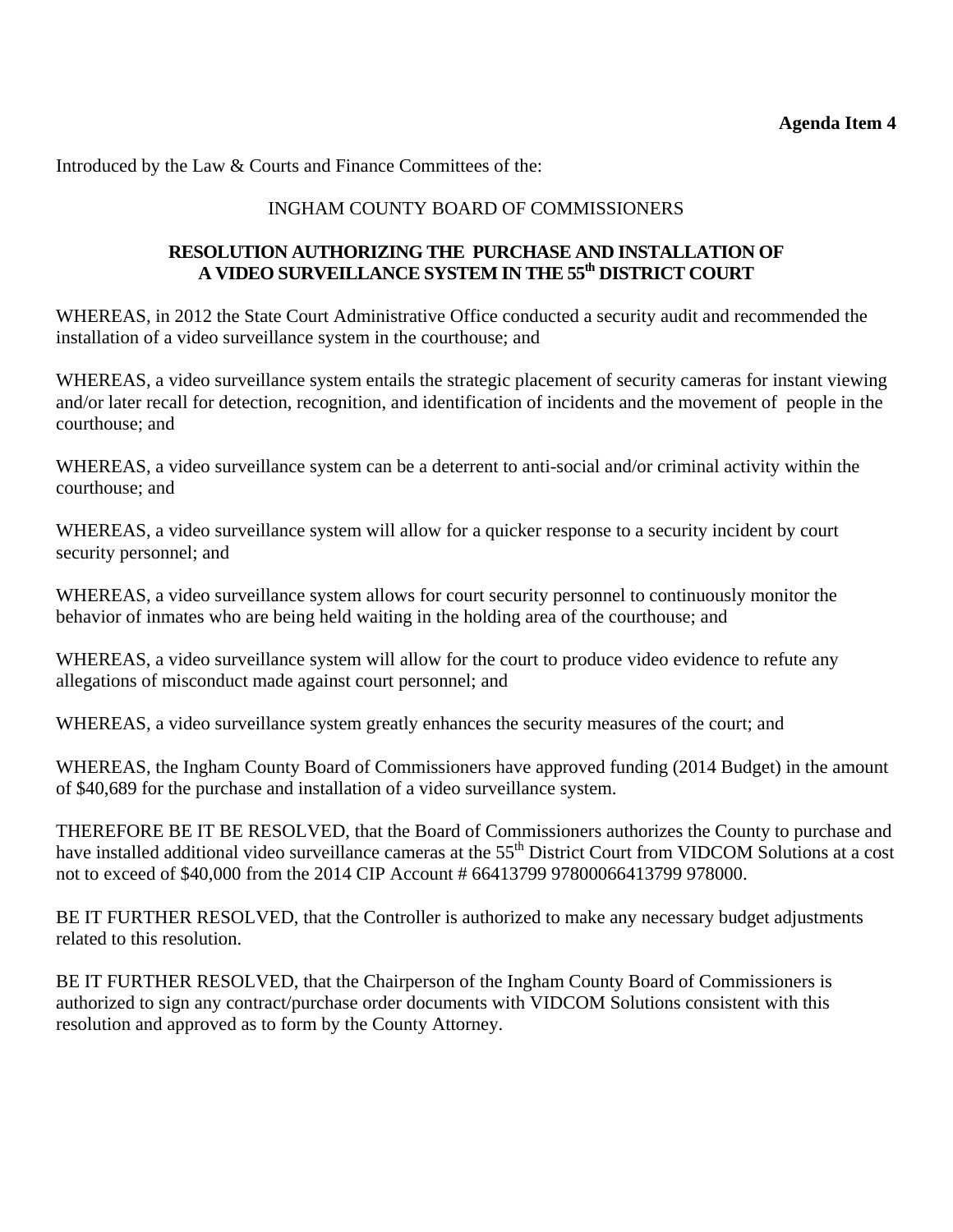**Agenda Item 4**

Introduced by the Law & Courts and Finance Committees of the:

INGHAM COUNTY BOARD OF COMMISSIONERS

**RESOLUTION AUTHORIZING THE PURCHASE AND INSTALLATION OF A VIDEO SURVEILLANCE SYSTEM IN THE 55th DISTRICT COURT**

WHEREAS, in 2012 the State Court Administrative Office conducted a security audit and recommended the installation of a video surveillance system in the courthouse; and

WHEREAS, a video surveillance system entails the strategic placement of security cameras for instant viewing and/or later recall for detection, recognition, and identification of incidents and the movement of people in the courthouse; and

WHEREAS, a video surveillance system can be a deterrent to anti-social and/or criminal activity within the courthouse; and

WHEREAS, a video surveillance system will allow for a quicker response to a security incident by court security personnel; and

WHEREAS, a video surveillance system allows for court security personnel to continuously monitor the behavior of inmates who are being held waiting in the holding area of the courthouse; and

WHEREAS, a video surveillance system will allow for the court to produce video evidence to refute any allegations of misconduct made against court personnel; and

WHEREAS, a video surveillance system greatly enhances the security measures of the court; and

WHEREAS, the Ingham County Board of Commissioners have approved funding (2014 Budget) in the amount of $40,689 for the purchase and installation of a video surveillance system.

THEREFORE BE IT BE RESOLVED, that the Board of Commissioners authorizes the County to purchase and have installed additional video surveillance cameras at the 55th District Court from VIDCOM Solutions at a cost not to exceed of $40,000 from the 2014 CIP Account # 66413799 97800066413799 978000.

BE IT FURTHER RESOLVED, that the Controller is authorized to make any necessary budget adjustments related to this resolution.

BE IT FURTHER RESOLVED, that the Chairperson of the Ingham County Board of Commissioners is authorized to sign any contract/purchase order documents with VIDCOM Solutions consistent with this resolution and approved as to form by the County Attorney.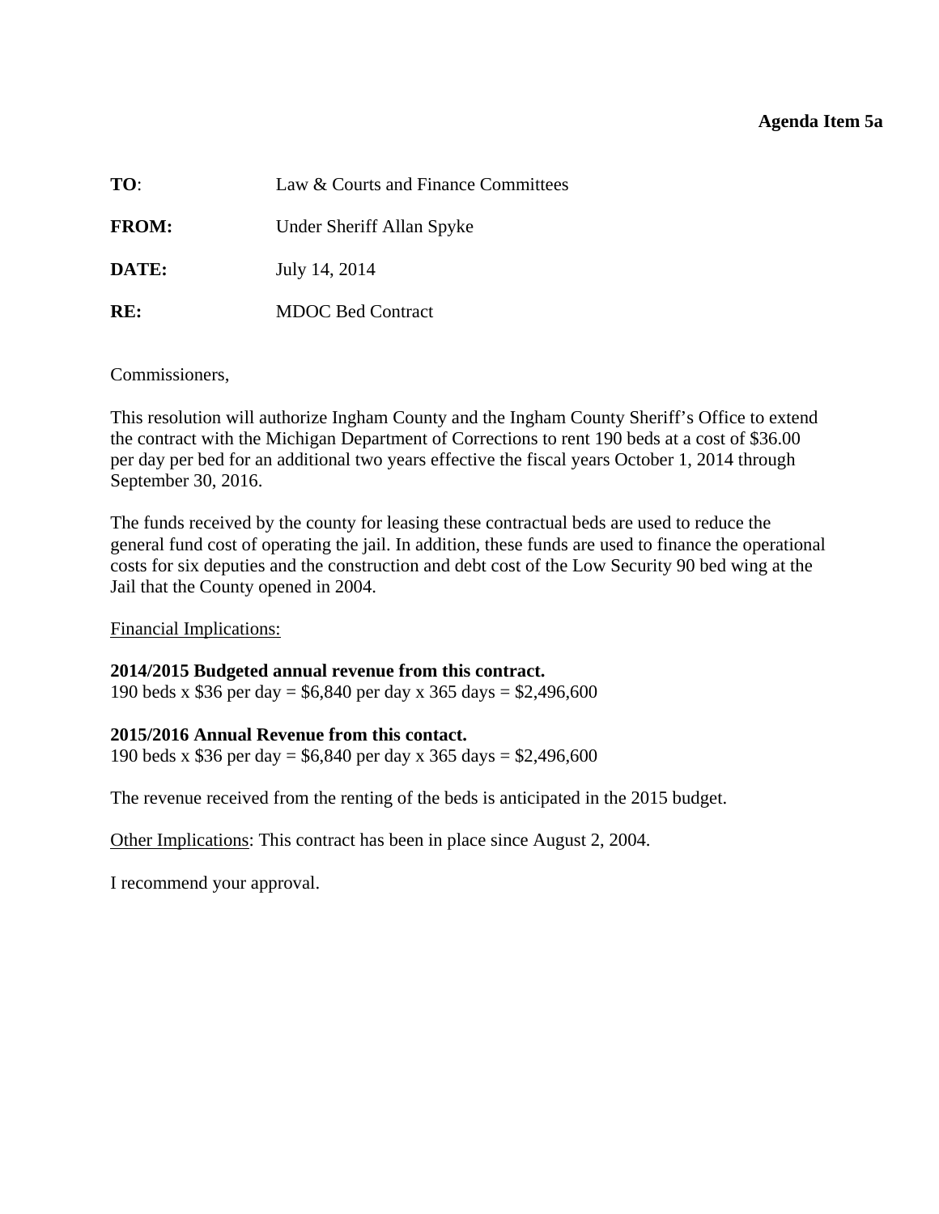**Agenda Item 5a**

**TO**: Law & Courts and Finance Committees

**FROM:** Under Sheriff Allan Spyke

**DATE:** July 14, 2014

**RE:** MDOC Bed Contract

Commissioners,

This resolution will authorize Ingham County and the Ingham County Sheriff's Office to extend the contract with the Michigan Department of Corrections to rent 190 beds at a cost of $36.00 per day per bed for an additional two years effective the fiscal years October 1, 2014 through September 30, 2016.

The funds received by the county for leasing these contractual beds are used to reduce the general fund cost of operating the jail. In addition, these funds are used to finance the operational costs for six deputies and the construction and debt cost of the Low Security 90 bed wing at the Jail that the County opened in 2004.

<u>Financial Implications:</u>

**2014/2015 Budgeted annual revenue from this contract.**
190 beds x $36 per day = $6,840 per day x 365 days = $2,496,600

**2015/2016 Annual Revenue from this contact.**
190 beds x $36 per day = $6,840 per day x 365 days = $2,496,600

The revenue received from the renting of the beds is anticipated in the 2015 budget.

<u>Other Implications</u>: This contract has been in place since August 2, 2004.

I recommend your approval.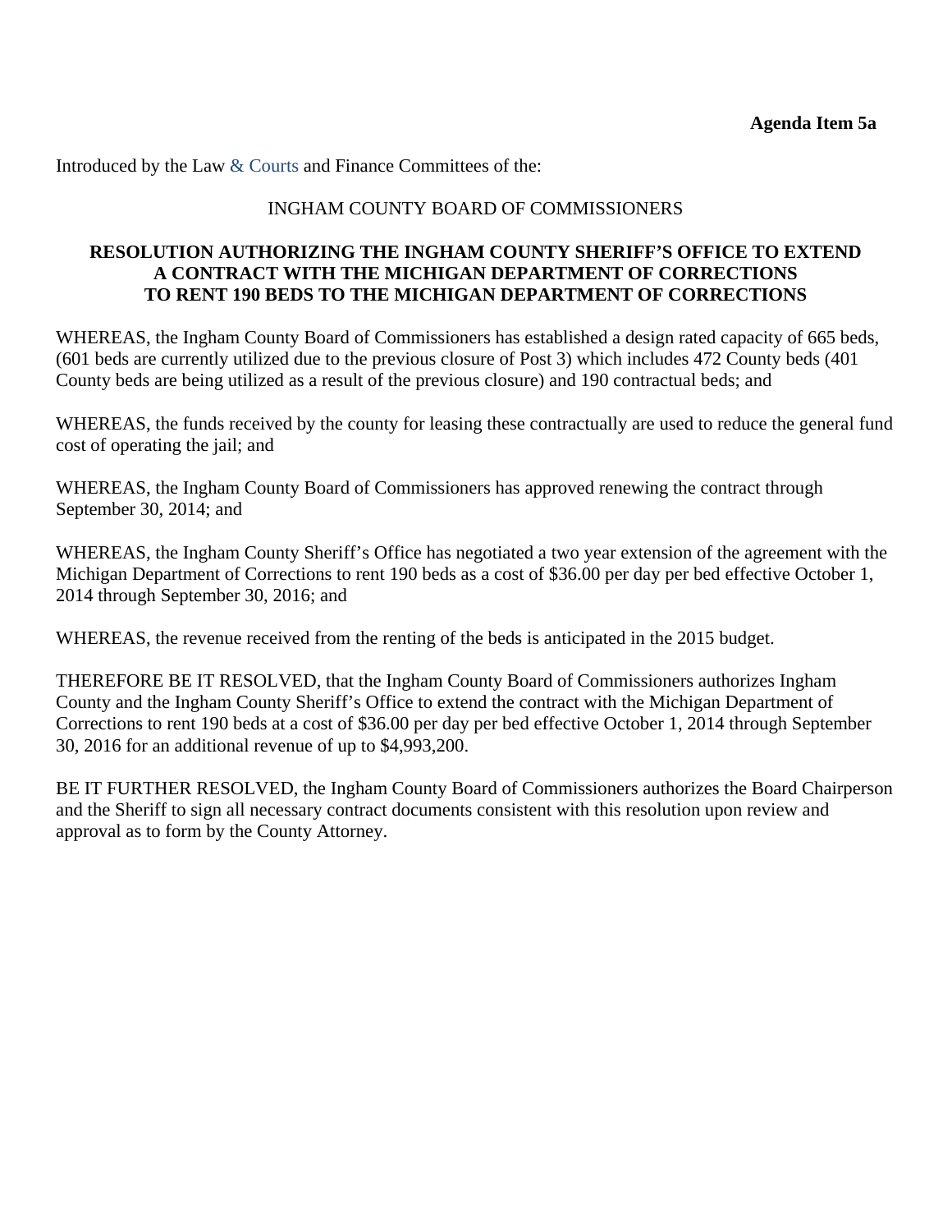**Agenda Item 5a**

Introduced by the Law & Courts and Finance Committees of the:

INGHAM COUNTY BOARD OF COMMISSIONERS

**RESOLUTION AUTHORIZING THE INGHAM COUNTY SHERIFF'S OFFICE TO EXTEND A CONTRACT WITH THE MICHIGAN DEPARTMENT OF CORRECTIONS TO RENT 190 BEDS TO THE MICHIGAN DEPARTMENT OF CORRECTIONS**

WHEREAS, the Ingham County Board of Commissioners has established a design rated capacity of 665 beds, (601 beds are currently utilized due to the previous closure of Post 3) which includes 472 County beds (401 County beds are being utilized as a result of the previous closure) and 190 contractual beds; and

WHEREAS, the funds received by the county for leasing these contractually are used to reduce the general fund cost of operating the jail; and

WHEREAS, the Ingham County Board of Commissioners has approved renewing the contract through September 30, 2014; and

WHEREAS, the Ingham County Sheriff's Office has negotiated a two year extension of the agreement with the Michigan Department of Corrections to rent 190 beds as a cost of $36.00 per day per bed effective October 1, 2014 through September 30, 2016; and

WHEREAS, the revenue received from the renting of the beds is anticipated in the 2015 budget.

THEREFORE BE IT RESOLVED, that the Ingham County Board of Commissioners authorizes Ingham County and the Ingham County Sheriff's Office to extend the contract with the Michigan Department of Corrections to rent 190 beds at a cost of $36.00 per day per bed effective October 1, 2014 through September 30, 2016 for an additional revenue of up to $4,993,200.

BE IT FURTHER RESOLVED, the Ingham County Board of Commissioners authorizes the Board Chairperson and the Sheriff to sign all necessary contract documents consistent with this resolution upon review and approval as to form by the County Attorney.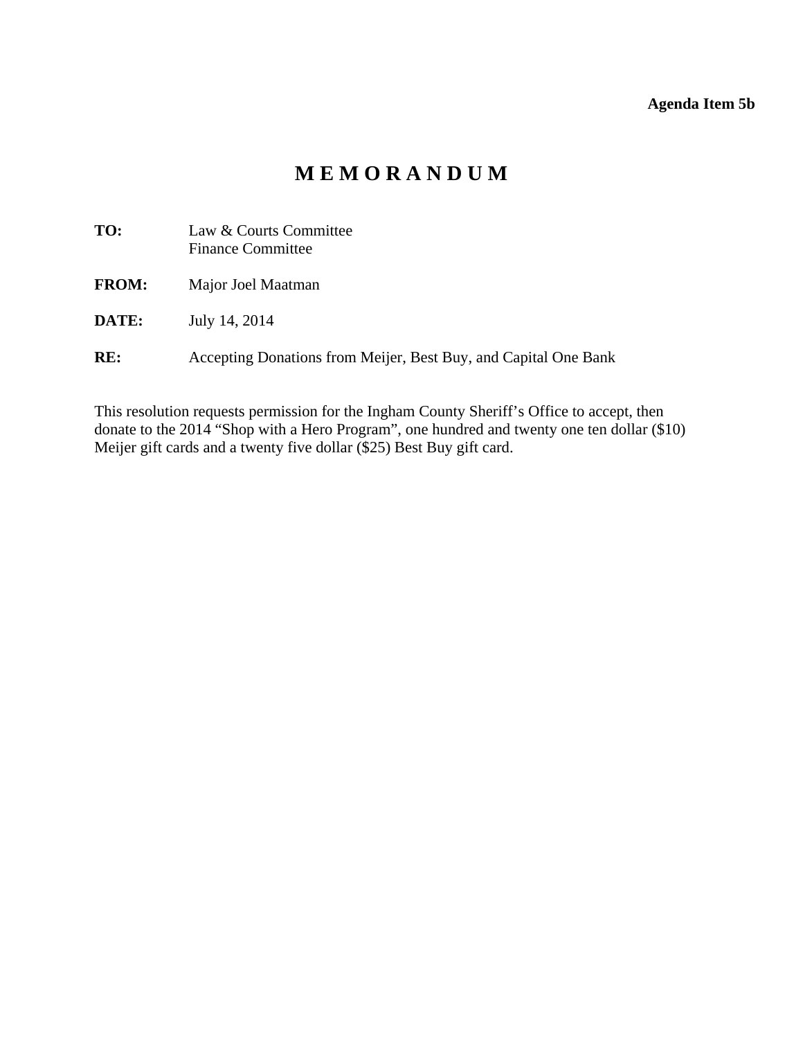**Agenda Item 5b**

# M E M O R A N D U M

**TO:** Law & Courts Committee
Finance Committee

**FROM:** Major Joel Maatman

**DATE:** July 14, 2014

**RE:** Accepting Donations from Meijer, Best Buy, and Capital One Bank

This resolution requests permission for the Ingham County Sheriff's Office to accept, then donate to the 2014 "Shop with a Hero Program", one hundred and twenty one ten dollar ($10) Meijer gift cards and a twenty five dollar ($25) Best Buy gift card.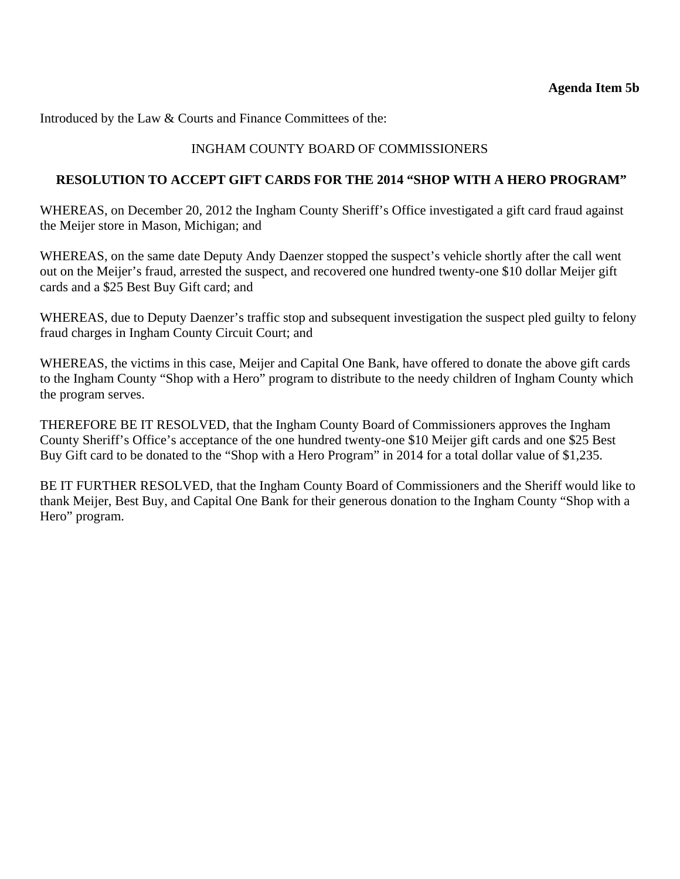**Agenda Item 5b**

Introduced by the Law & Courts and Finance Committees of the:

INGHAM COUNTY BOARD OF COMMISSIONERS

**RESOLUTION TO ACCEPT GIFT CARDS FOR THE 2014 "SHOP WITH A HERO PROGRAM"**

WHEREAS, on December 20, 2012 the Ingham County Sheriff's Office investigated a gift card fraud against the Meijer store in Mason, Michigan; and

WHEREAS, on the same date Deputy Andy Daenzer stopped the suspect's vehicle shortly after the call went out on the Meijer's fraud, arrested the suspect, and recovered one hundred twenty-one $10 dollar Meijer gift cards and a $25 Best Buy Gift card; and

WHEREAS, due to Deputy Daenzer's traffic stop and subsequent investigation the suspect pled guilty to felony fraud charges in Ingham County Circuit Court; and

WHEREAS, the victims in this case, Meijer and Capital One Bank, have offered to donate the above gift cards to the Ingham County "Shop with a Hero" program to distribute to the needy children of Ingham County which the program serves.

THEREFORE BE IT RESOLVED, that the Ingham County Board of Commissioners approves the Ingham County Sheriff's Office's acceptance of the one hundred twenty-one $10 Meijer gift cards and one $25 Best Buy Gift card to be donated to the "Shop with a Hero Program" in 2014 for a total dollar value of $1,235.

BE IT FURTHER RESOLVED, that the Ingham County Board of Commissioners and the Sheriff would like to thank Meijer, Best Buy, and Capital One Bank for their generous donation to the Ingham County "Shop with a Hero" program.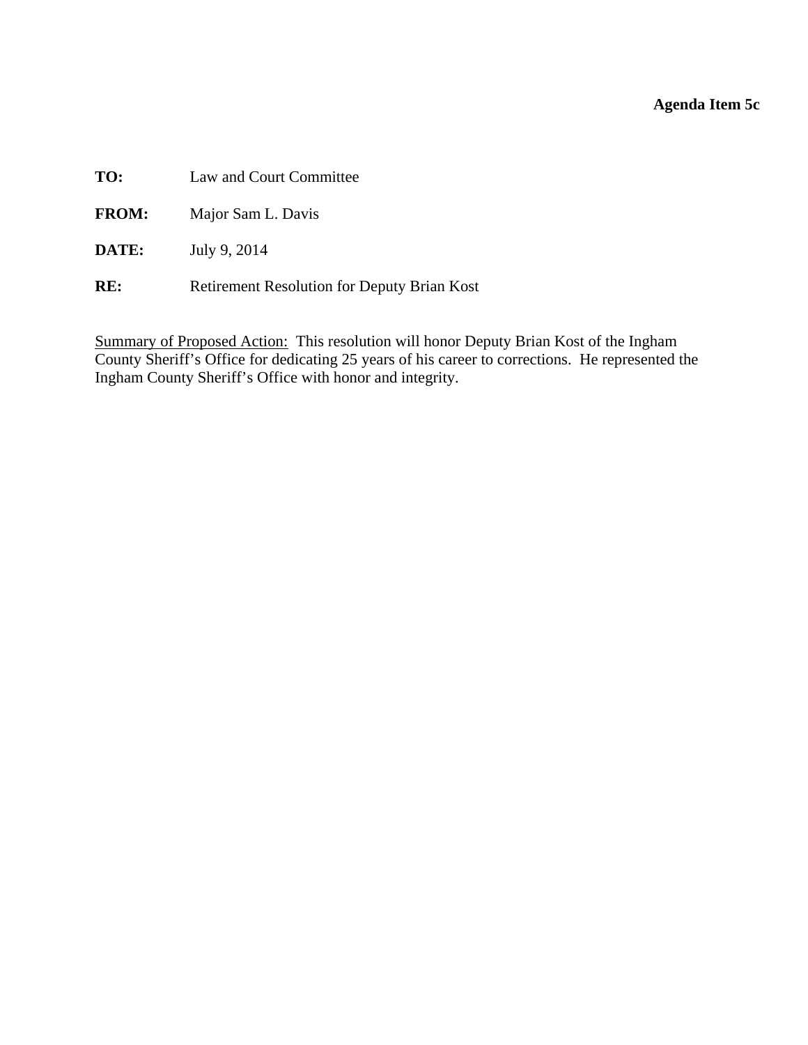**Agenda Item 5c**

**TO:** Law and Court Committee

**FROM:** Major Sam L. Davis

**DATE:** July 9, 2014

**RE:** Retirement Resolution for Deputy Brian Kost

<u>Summary of Proposed Action:</u> This resolution will honor Deputy Brian Kost of the Ingham County Sheriff's Office for dedicating 25 years of his career to corrections. He represented the Ingham County Sheriff's Office with honor and integrity.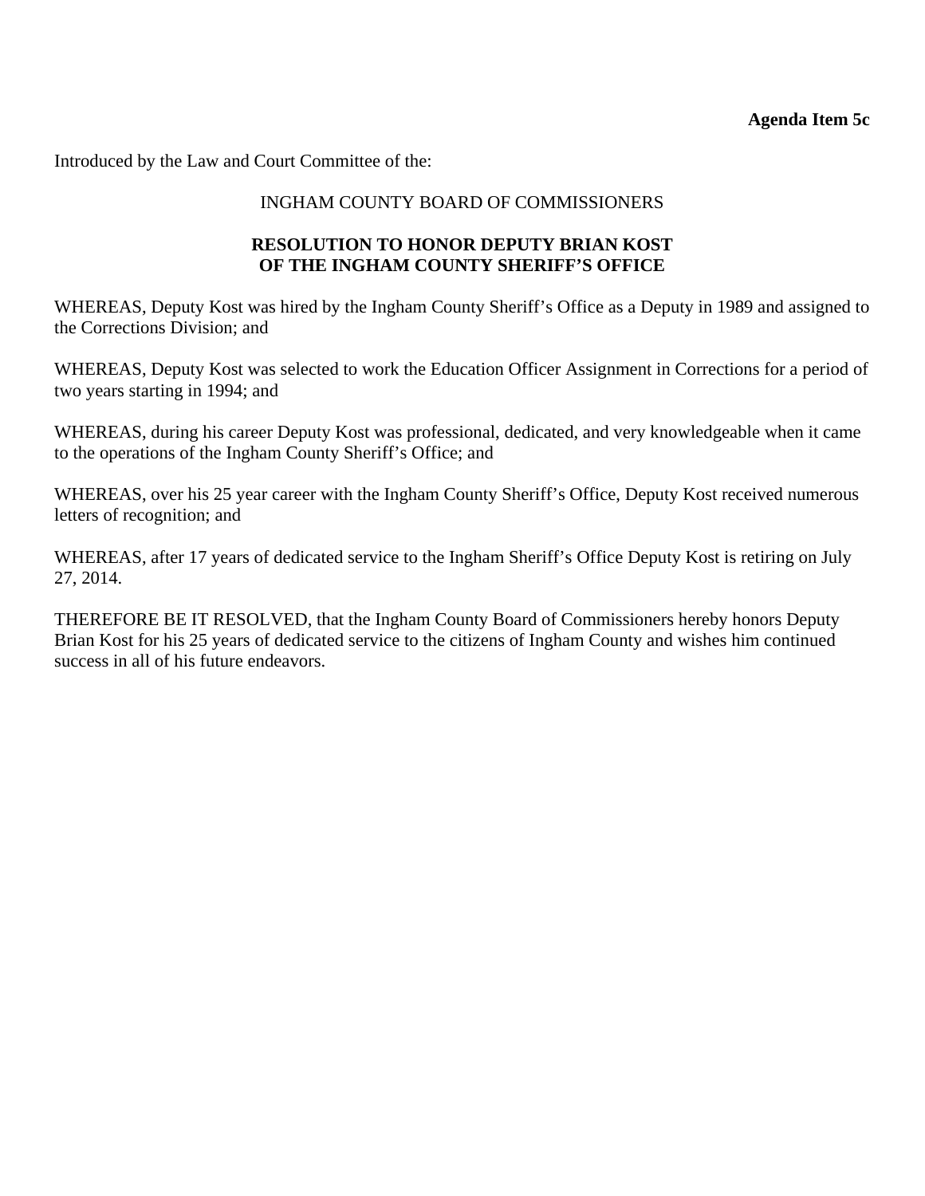**Agenda Item 5c**

Introduced by the Law and Court Committee of the:

INGHAM COUNTY BOARD OF COMMISSIONERS

**RESOLUTION TO HONOR DEPUTY BRIAN KOST OF THE INGHAM COUNTY SHERIFF'S OFFICE**

WHEREAS, Deputy Kost was hired by the Ingham County Sheriff's Office as a Deputy in 1989 and assigned to the Corrections Division; and

WHEREAS, Deputy Kost was selected to work the Education Officer Assignment in Corrections for a period of two years starting in 1994; and

WHEREAS, during his career Deputy Kost was professional, dedicated, and very knowledgeable when it came to the operations of the Ingham County Sheriff's Office; and

WHEREAS, over his 25 year career with the Ingham County Sheriff's Office, Deputy Kost received numerous letters of recognition; and

WHEREAS, after 17 years of dedicated service to the Ingham Sheriff's Office Deputy Kost is retiring on July 27, 2014.

THEREFORE BE IT RESOLVED, that the Ingham County Board of Commissioners hereby honors Deputy Brian Kost for his 25 years of dedicated service to the citizens of Ingham County and wishes him continued success in all of his future endeavors.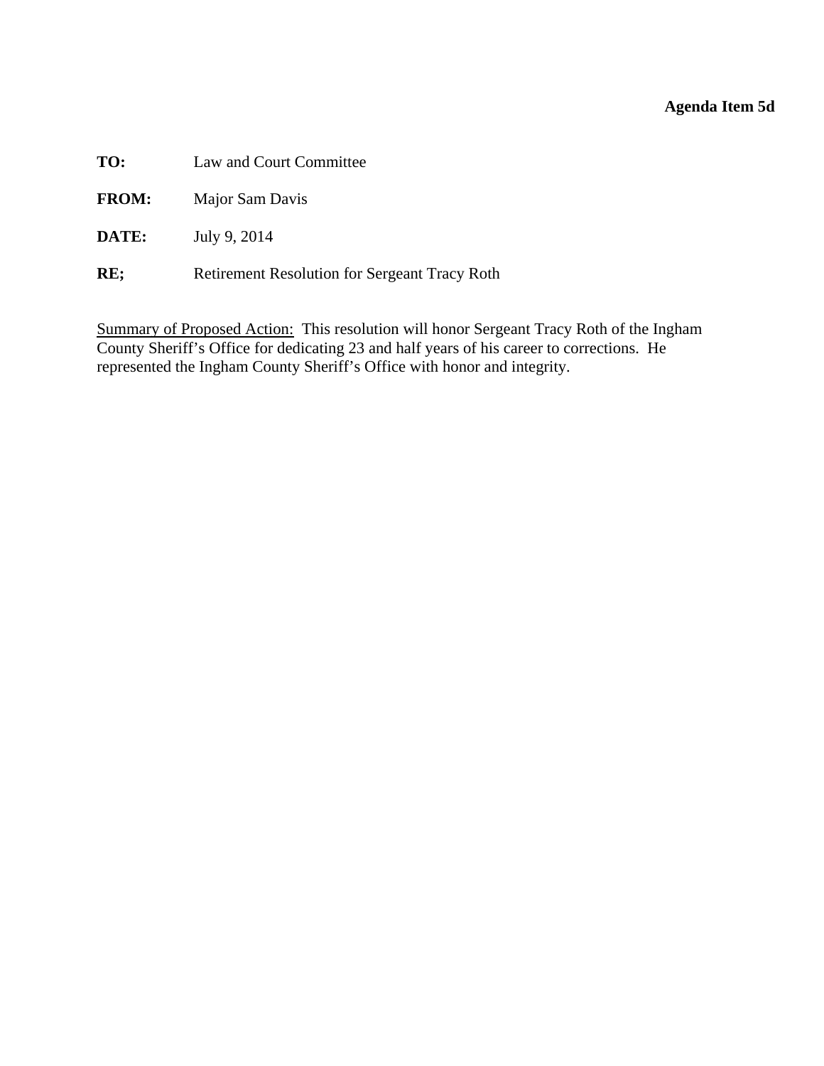**Agenda Item 5d**

**TO:** Law and Court Committee

**FROM:** Major Sam Davis

**DATE:** July 9, 2014

**RE;** Retirement Resolution for Sergeant Tracy Roth

Summary of Proposed Action: This resolution will honor Sergeant Tracy Roth of the Ingham County Sheriff's Office for dedicating 23 and half years of his career to corrections. He represented the Ingham County Sheriff's Office with honor and integrity.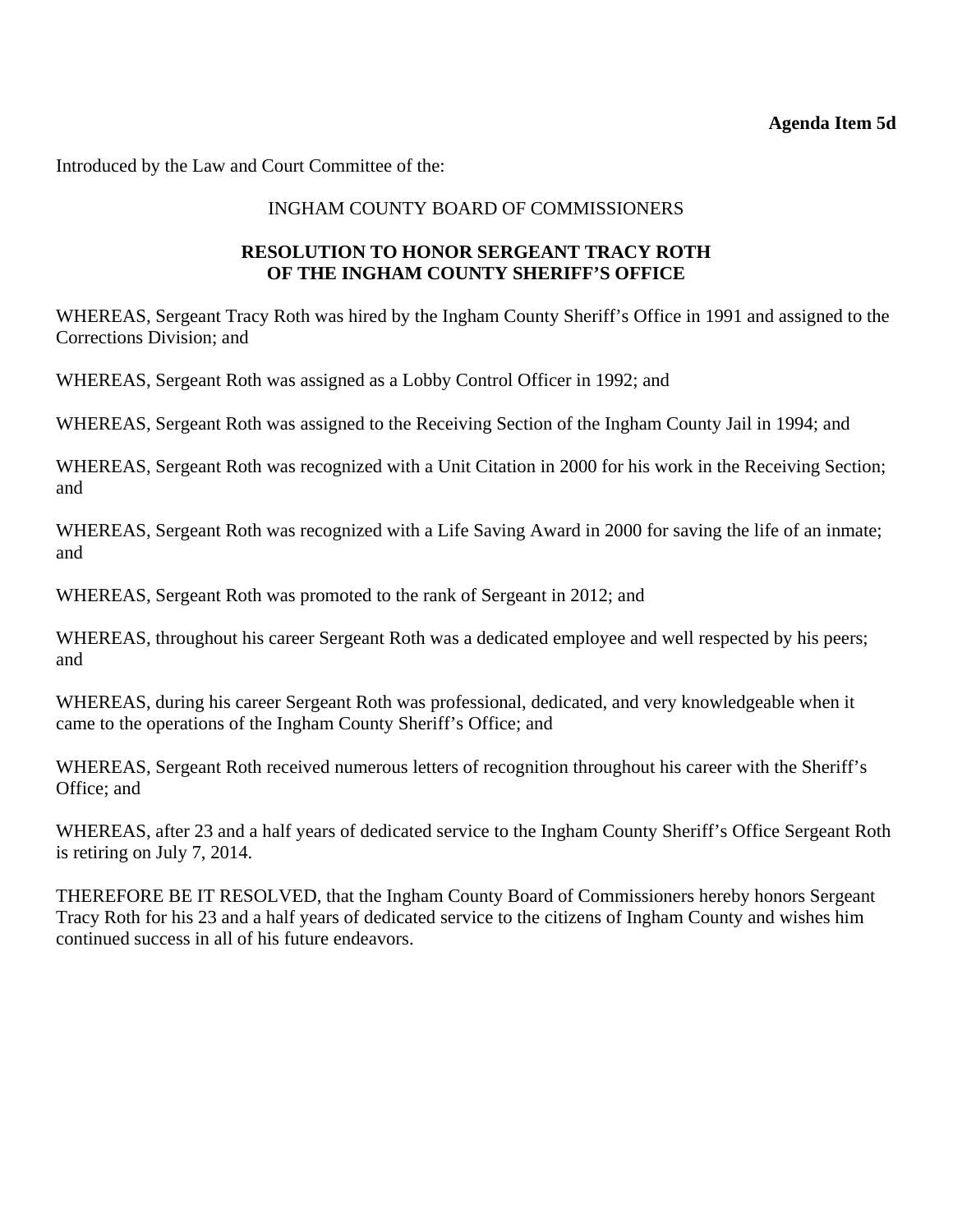**Agenda Item 5d**

Introduced by the Law and Court Committee of the:

INGHAM COUNTY BOARD OF COMMISSIONERS

**RESOLUTION TO HONOR SERGEANT TRACY ROTH OF THE INGHAM COUNTY SHERIFF'S OFFICE**

WHEREAS, Sergeant Tracy Roth was hired by the Ingham County Sheriff's Office in 1991 and assigned to the Corrections Division; and

WHEREAS, Sergeant Roth was assigned as a Lobby Control Officer in 1992; and

WHEREAS, Sergeant Roth was assigned to the Receiving Section of the Ingham County Jail in 1994; and

WHEREAS, Sergeant Roth was recognized with a Unit Citation in 2000 for his work in the Receiving Section; and

WHEREAS, Sergeant Roth was recognized with a Life Saving Award in 2000 for saving the life of an inmate; and

WHEREAS, Sergeant Roth was promoted to the rank of Sergeant in 2012; and

WHEREAS, throughout his career Sergeant Roth was a dedicated employee and well respected by his peers; and

WHEREAS, during his career Sergeant Roth was professional, dedicated, and very knowledgeable when it came to the operations of the Ingham County Sheriff's Office; and

WHEREAS, Sergeant Roth received numerous letters of recognition throughout his career with the Sheriff's Office; and

WHEREAS, after 23 and a half years of dedicated service to the Ingham County Sheriff's Office Sergeant Roth is retiring on July 7, 2014.

THEREFORE BE IT RESOLVED, that the Ingham County Board of Commissioners hereby honors Sergeant Tracy Roth for his 23 and a half years of dedicated service to the citizens of Ingham County and wishes him continued success in all of his future endeavors.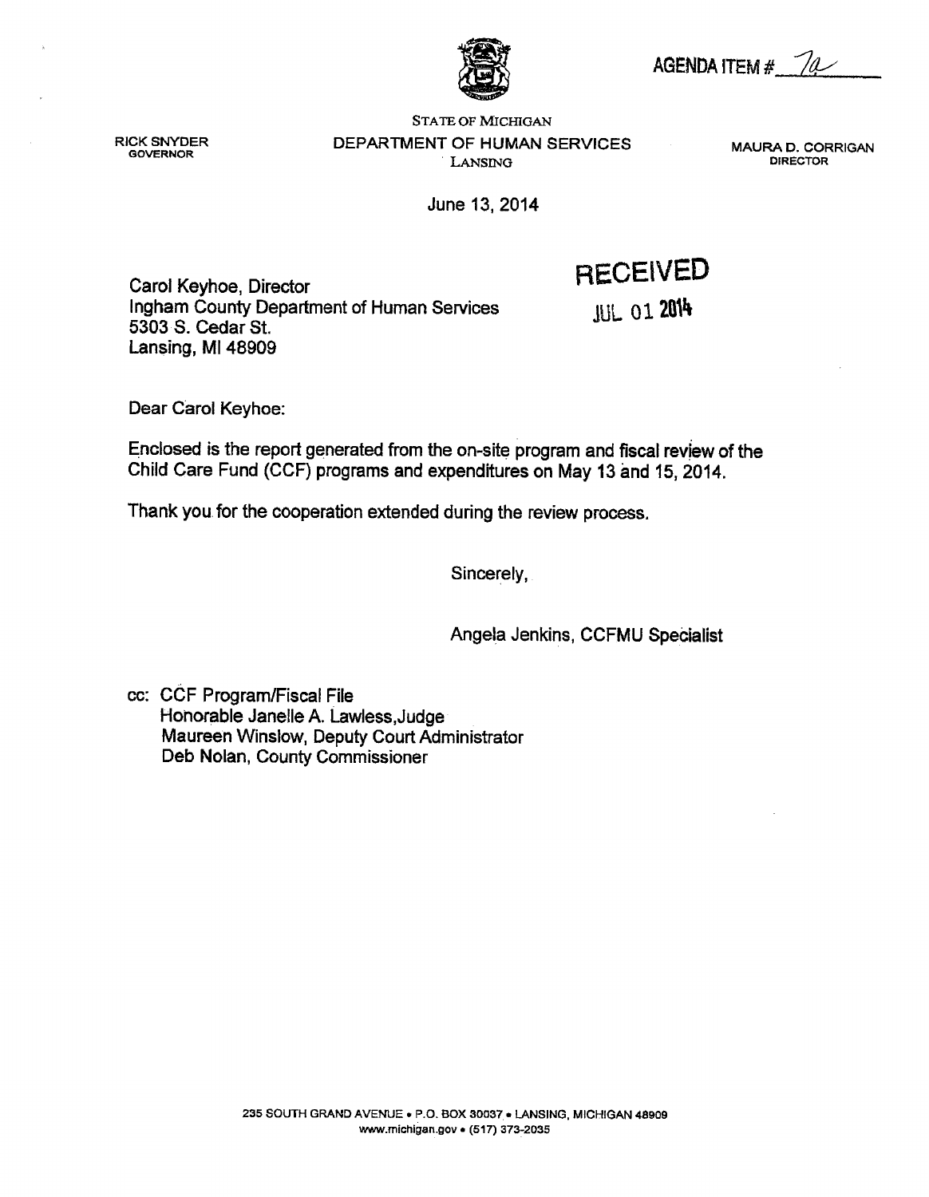AGENDA ITEM # 7a

RICK SNYDER
GOVERNOR

STATE OF MICHIGAN
DEPARTMENT OF HUMAN SERVICES
LANSING

MAURA D. CORRIGAN
DIRECTOR

June 13, 2014

Carol Keyhoe, Director
Ingham County Department of Human Services
5303 S. Cedar St.
Lansing, MI 48909

RECEIVED
JUL 01 2014

Dear Carol Keyhoe:

Enclosed is the report generated from the on-site program and fiscal review of the Child Care Fund (CCF) programs and expenditures on May 13 and 15, 2014.

Thank you for the cooperation extended during the review process.

Sincerely,

Angela Jenkins, CCFMU Specialist

cc: CCF Program/Fiscal File
Honorable Janelle A. Lawless, Judge
Maureen Winslow, Deputy Court Administrator
Deb Nolan, County Commissioner

235 SOUTH GRAND AVENUE • P.O. BOX 30037 • LANSING, MICHIGAN 48909
www.michigan.gov • (517) 373-2035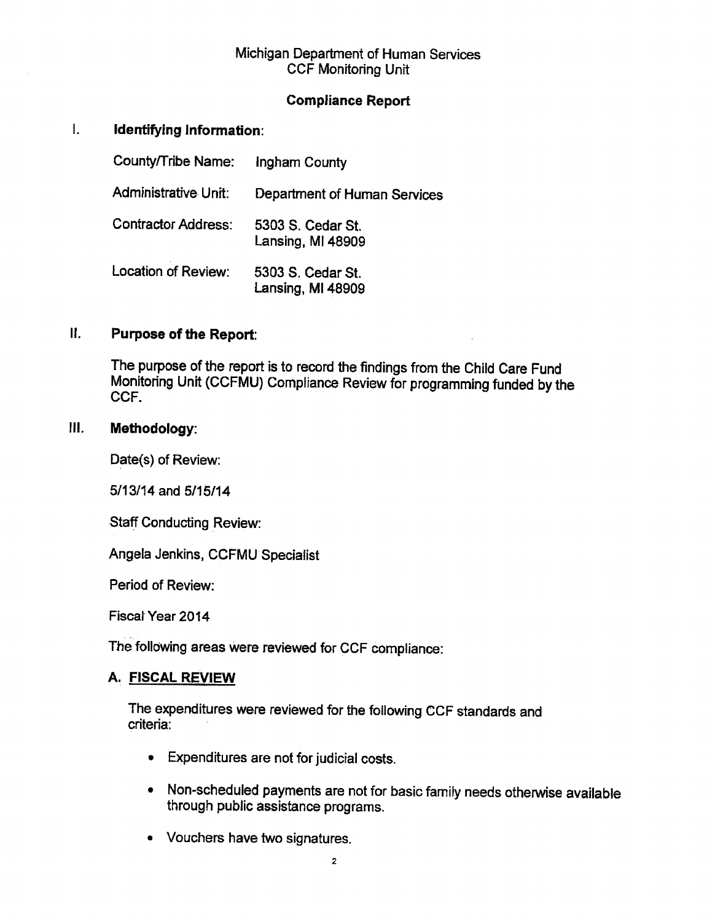Michigan Department of Human Services
CCF Monitoring Unit

**Compliance Report**

## I. Identifying Information:

| | |
|---|---|
| County/Tribe Name: | Ingham County |
| Administrative Unit: | Department of Human Services |
| Contractor Address: | 5303 S. Cedar St. Lansing, MI 48909 |
| Location of Review: | 5303 S. Cedar St. Lansing, MI 48909 |

## II. Purpose of the Report:

The purpose of the report is to record the findings from the Child Care Fund Monitoring Unit (CCFMU) Compliance Review for programming funded by the CCF.

## III. Methodology:

Date(s) of Review:

5/13/14 and 5/15/14

Staff Conducting Review:

Angela Jenkins, CCFMU Specialist

Period of Review:

Fiscal Year 2014

The following areas were reviewed for CCF compliance:

### A. FISCAL REVIEW

The expenditures were reviewed for the following CCF standards and criteria:

- Expenditures are not for judicial costs.
- Non-scheduled payments are not for basic family needs otherwise available through public assistance programs.
- Vouchers have two signatures.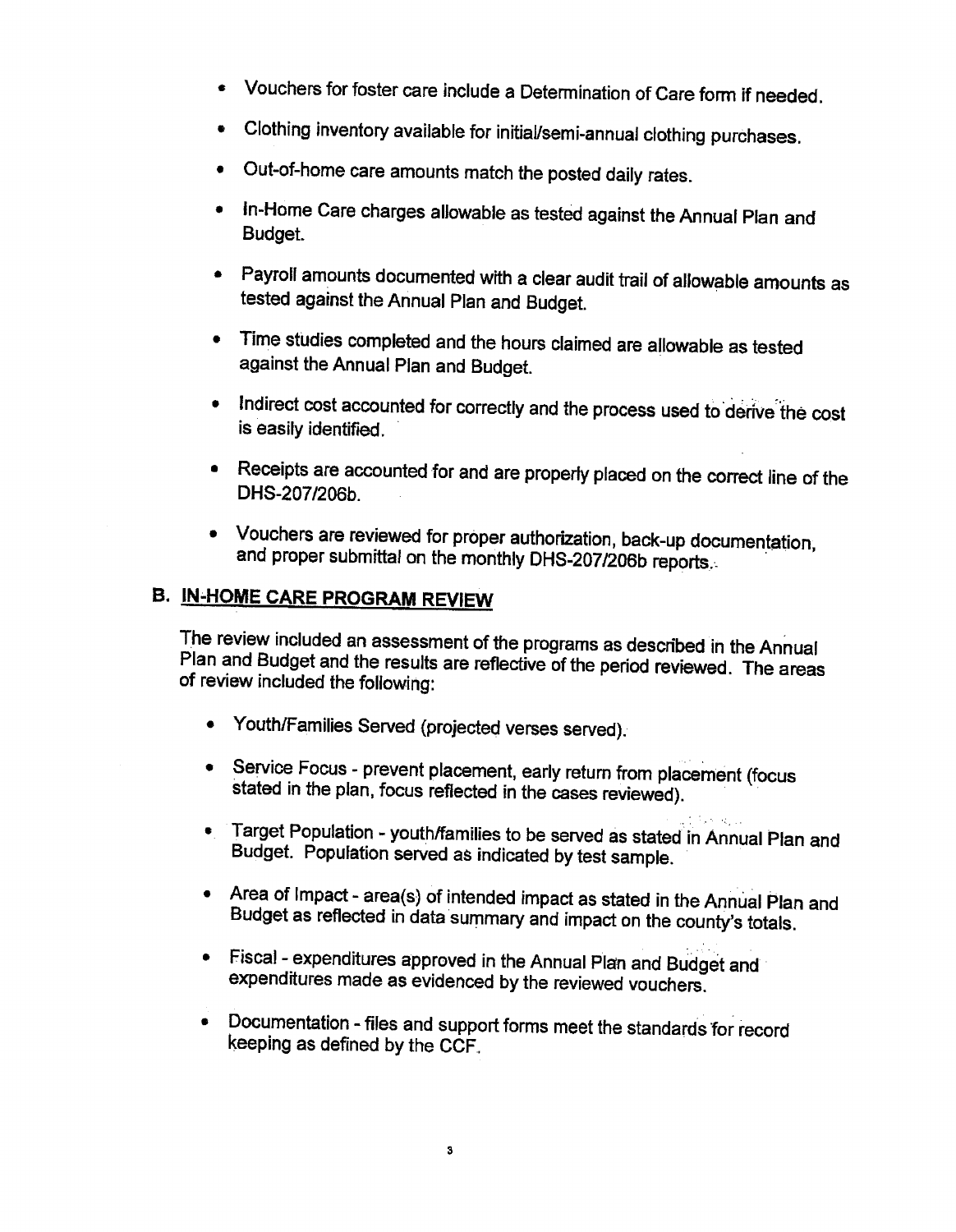- Vouchers for foster care include a Determination of Care form if needed.
- Clothing inventory available for initial/semi-annual clothing purchases.
- Out-of-home care amounts match the posted daily rates.
- In-Home Care charges allowable as tested against the Annual Plan and Budget.
- Payroll amounts documented with a clear audit trail of allowable amounts as tested against the Annual Plan and Budget.
- Time studies completed and the hours claimed are allowable as tested against the Annual Plan and Budget.
- Indirect cost accounted for correctly and the process used to derive the cost is easily identified.
- Receipts are accounted for and are properly placed on the correct line of the DHS-207/206b.
- Vouchers are reviewed for proper authorization, back-up documentation, and proper submittal on the monthly DHS-207/206b reports.

## B. IN-HOME CARE PROGRAM REVIEW

The review included an assessment of the programs as described in the Annual Plan and Budget and the results are reflective of the period reviewed. The areas of review included the following:

- Youth/Families Served (projected verses served).
- Service Focus - prevent placement, early return from placement (focus stated in the plan, focus reflected in the cases reviewed).
- Target Population - youth/families to be served as stated in Annual Plan and Budget. Population served as indicated by test sample.
- Area of Impact - area(s) of intended impact as stated in the Annual Plan and Budget as reflected in data summary and impact on the county's totals.
- Fiscal - expenditures approved in the Annual Plan and Budget and expenditures made as evidenced by the reviewed vouchers.
- Documentation - files and support forms meet the standards for record keeping as defined by the CCF.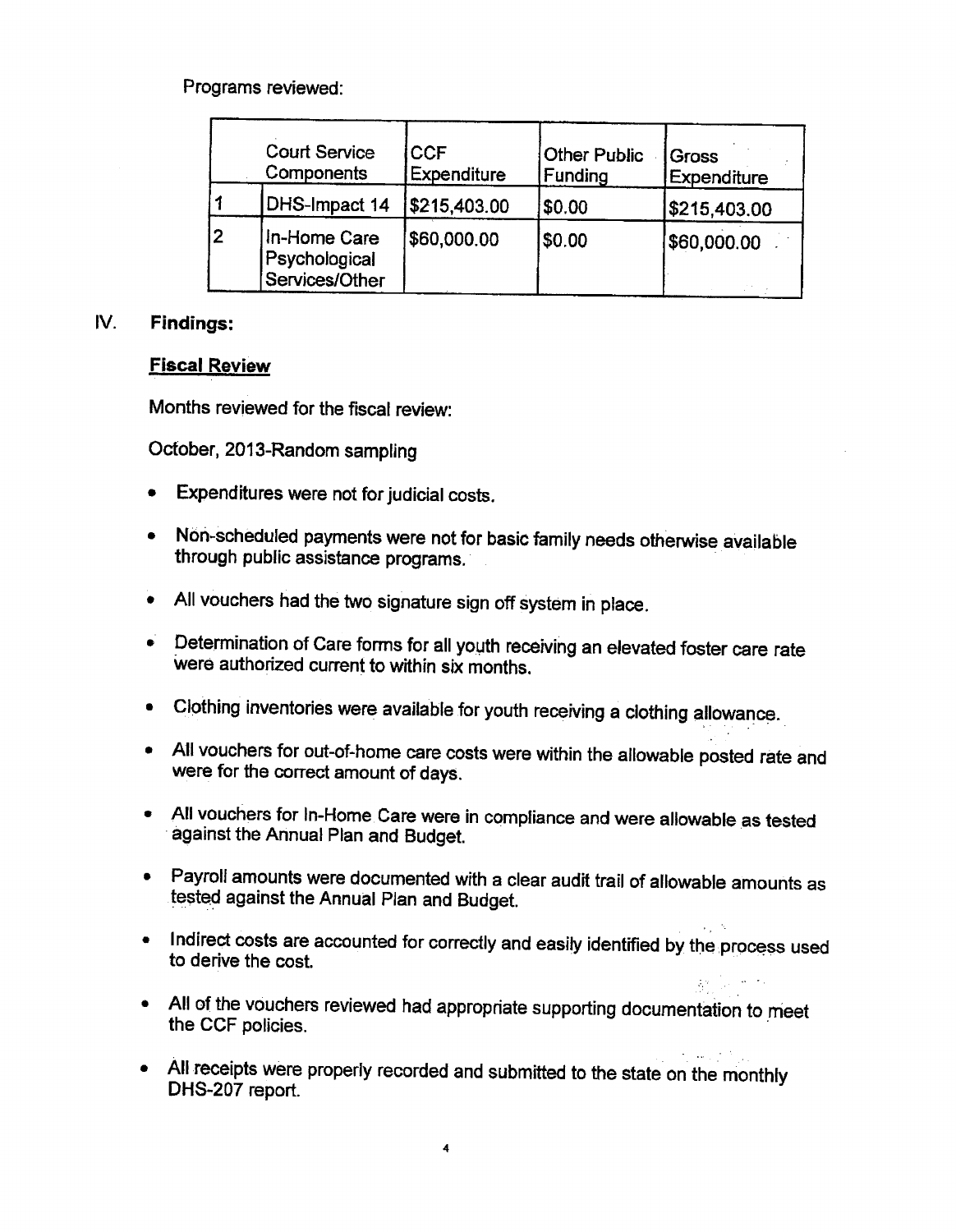Programs reviewed:

| | Court Service Components | CCF Expenditure | Other Public Funding | Gross Expenditure |
|---|---|---|---|---|
| 1 | DHS-Impact 14 | $215,403.00 | $0.00 | $215,403.00 |
| 2 | In-Home Care Psychological Services/Other | $60,000.00 | $0.00 | $60,000.00 |

## IV. Findings:

### Fiscal Review

Months reviewed for the fiscal review:

October, 2013-Random sampling

- Expenditures were not for judicial costs.
- Non-scheduled payments were not for basic family needs otherwise available through public assistance programs.
- All vouchers had the two signature sign off system in place.
- Determination of Care forms for all youth receiving an elevated foster care rate were authorized current to within six months.
- Clothing inventories were available for youth receiving a clothing allowance.
- All vouchers for out-of-home care costs were within the allowable posted rate and were for the correct amount of days.
- All vouchers for In-Home Care were in compliance and were allowable as tested against the Annual Plan and Budget.
- Payroll amounts were documented with a clear audit trail of allowable amounts as tested against the Annual Plan and Budget.
- Indirect costs are accounted for correctly and easily identified by the process used to derive the cost.
- All of the vouchers reviewed had appropriate supporting documentation to meet the CCF policies.
- All receipts were properly recorded and submitted to the state on the monthly DHS-207 report.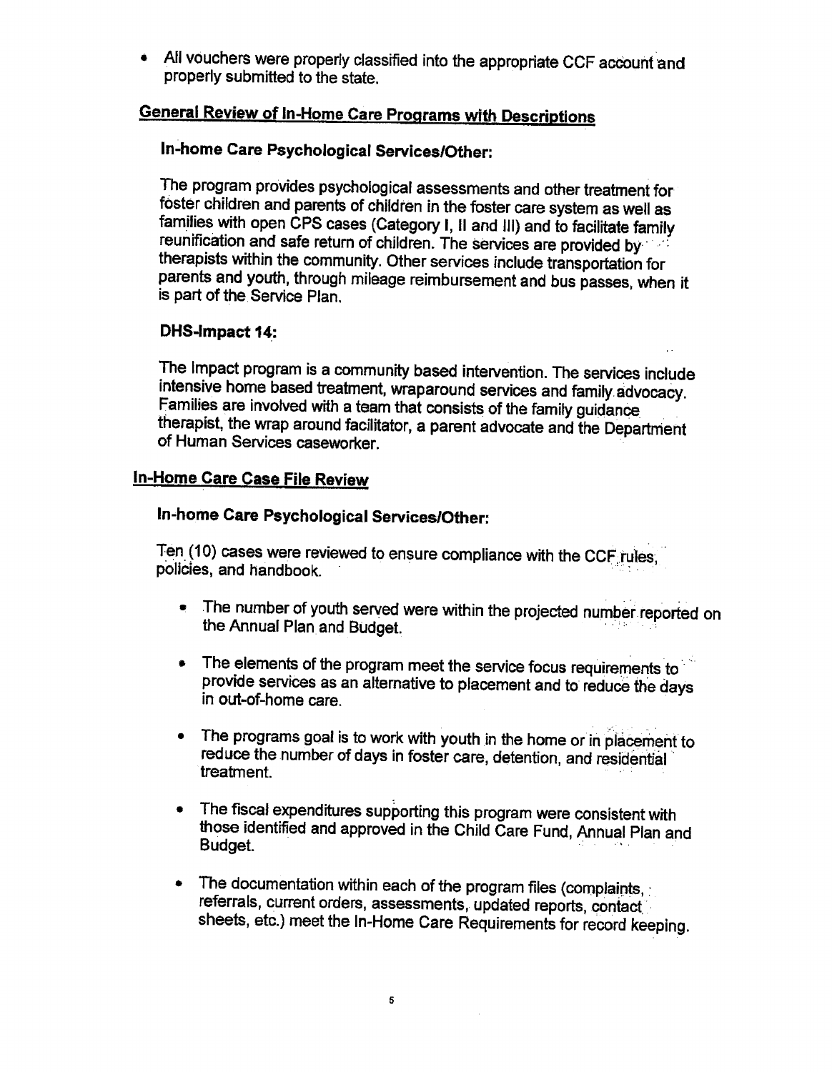- All vouchers were properly classified into the appropriate CCF account and properly submitted to the state.

## General Review of In-Home Care Programs with Descriptions

### In-home Care Psychological Services/Other:

The program provides psychological assessments and other treatment for foster children and parents of children in the foster care system as well as families with open CPS cases (Category I, II and III) and to facilitate family reunification and safe return of children. The services are provided by therapists within the community. Other services include transportation for parents and youth, through mileage reimbursement and bus passes, when it is part of the Service Plan.

### DHS-Impact 14:

The Impact program is a community based intervention. The services include intensive home based treatment, wraparound services and family advocacy. Families are involved with a team that consists of the family guidance therapist, the wrap around facilitator, a parent advocate and the Department of Human Services caseworker.

## In-Home Care Case File Review

### In-home Care Psychological Services/Other:

Ten (10) cases were reviewed to ensure compliance with the CCF rules, policies, and handbook.

- The number of youth served were within the projected number reported on the Annual Plan and Budget.
- The elements of the program meet the service focus requirements to provide services as an alternative to placement and to reduce the days in out-of-home care.
- The programs goal is to work with youth in the home or in placement to reduce the number of days in foster care, detention, and residential treatment.
- The fiscal expenditures supporting this program were consistent with those identified and approved in the Child Care Fund, Annual Plan and Budget.
- The documentation within each of the program files (complaints, referrals, current orders, assessments, updated reports, contact sheets, etc.) meet the In-Home Care Requirements for record keeping.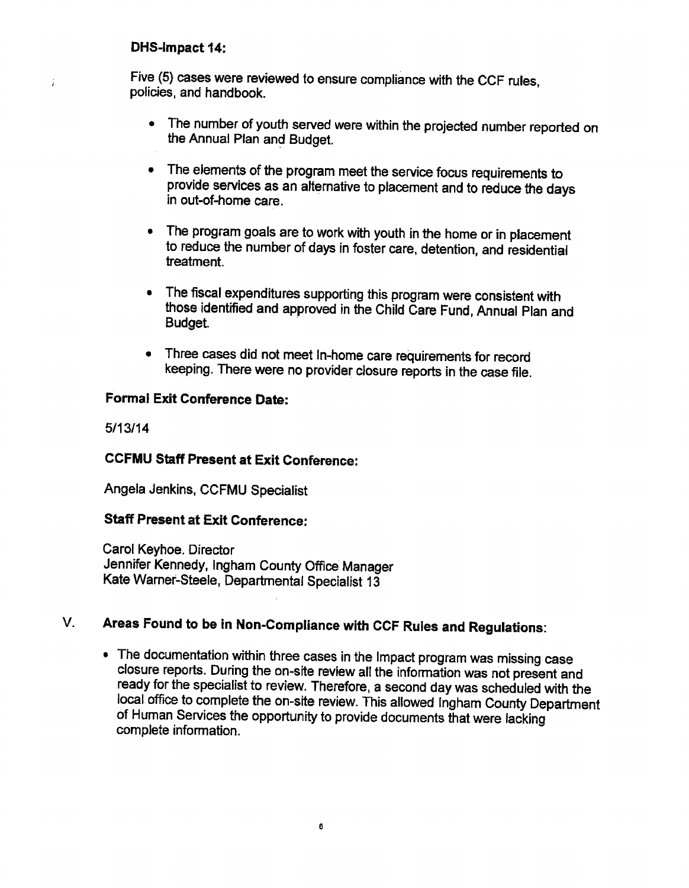**DHS-Impact 14:**

Five (5) cases were reviewed to ensure compliance with the CCF rules, policies, and handbook.

- The number of youth served were within the projected number reported on the Annual Plan and Budget.
- The elements of the program meet the service focus requirements to provide services as an alternative to placement and to reduce the days in out-of-home care.
- The program goals are to work with youth in the home or in placement to reduce the number of days in foster care, detention, and residential treatment.
- The fiscal expenditures supporting this program were consistent with those identified and approved in the Child Care Fund, Annual Plan and Budget.
- Three cases did not meet In-home care requirements for record keeping. There were no provider closure reports in the case file.

**Formal Exit Conference Date:**

5/13/14

**CCFMU Staff Present at Exit Conference:**

Angela Jenkins, CCFMU Specialist

**Staff Present at Exit Conference:**

Carol Keyhoe. Director
Jennifer Kennedy, Ingham County Office Manager
Kate Warner-Steele, Departmental Specialist 13

## V. Areas Found to be in Non-Compliance with CCF Rules and Regulations:

- The documentation within three cases in the Impact program was missing case closure reports. During the on-site review all the information was not present and ready for the specialist to review. Therefore, a second day was scheduled with the local office to complete the on-site review. This allowed Ingham County Department of Human Services the opportunity to provide documents that were lacking complete information.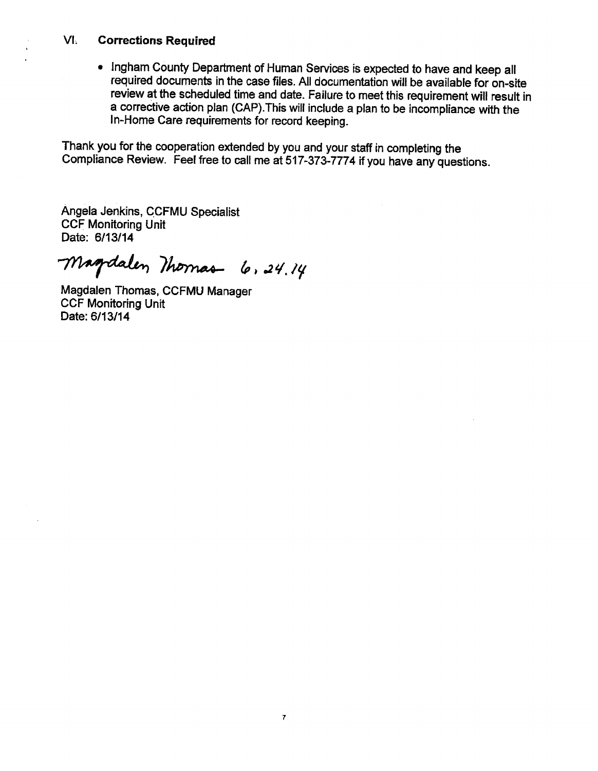## VI. Corrections Required

- Ingham County Department of Human Services is expected to have and keep all required documents in the case files. All documentation will be available for on-site review at the scheduled time and date. Failure to meet this requirement will result in a corrective action plan (CAP).This will include a plan to be incompliance with the In-Home Care requirements for record keeping.

Thank you for the cooperation extended by you and your staff in completing the Compliance Review. Feel free to call me at 517-373-7774 if you have any questions.

Angela Jenkins, CCFMU Specialist
CCF Monitoring Unit
Date: 6/13/14

Magdalen Thomas 6.24.14

Magdalen Thomas, CCFMU Manager
CCF Monitoring Unit
Date: 6/13/14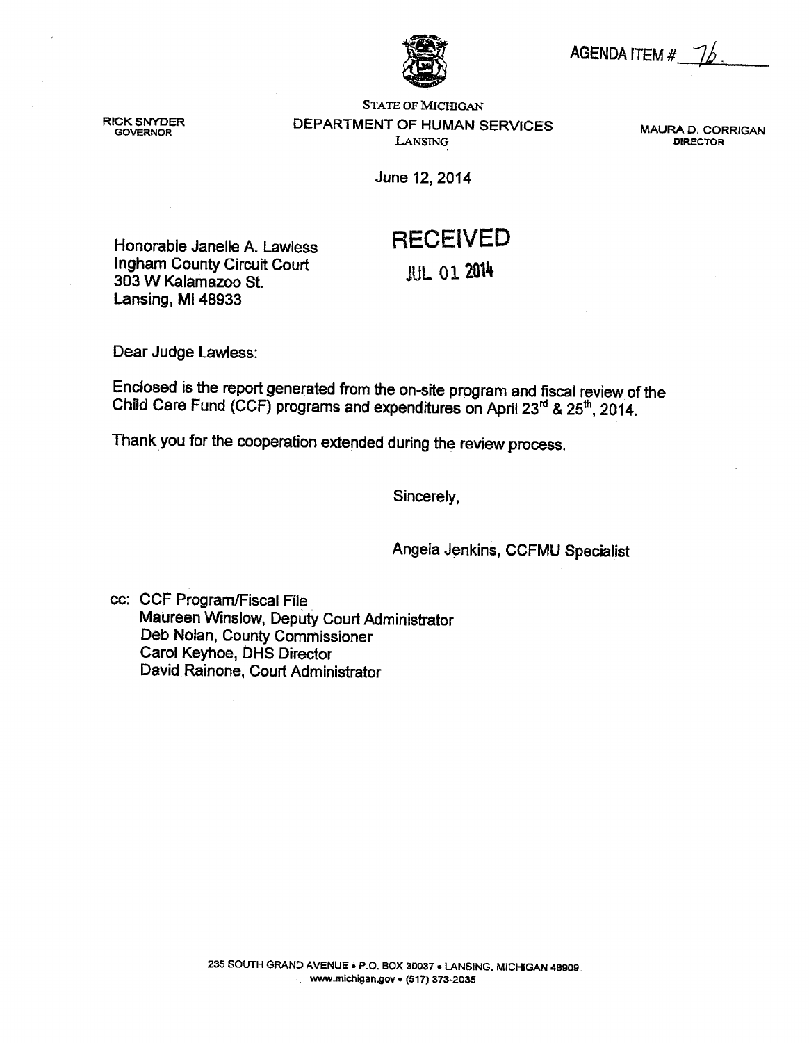AGENDA ITEM # 7b

RICK SNYDER
GOVERNOR

STATE OF MICHIGAN
DEPARTMENT OF HUMAN SERVICES
LANSING

MAURA D. CORRIGAN
DIRECTOR

June 12, 2014

Honorable Janelle A. Lawless
Ingham County Circuit Court
303 W Kalamazoo St.
Lansing, MI 48933

RECEIVED
JUL 01 2014

Dear Judge Lawless:

Enclosed is the report generated from the on-site program and fiscal review of the Child Care Fund (CCF) programs and expenditures on April 23rd & 25th, 2014.

Thank you for the cooperation extended during the review process.

Sincerely,

Angela Jenkins, CCFMU Specialist

cc: CCF Program/Fiscal File
Maureen Winslow, Deputy Court Administrator
Deb Nolan, County Commissioner
Carol Keyhoe, DHS Director
David Rainone, Court Administrator

235 SOUTH GRAND AVENUE • P.O. BOX 30037 • LANSING, MICHIGAN 48909
www.michigan.gov • (517) 373-2035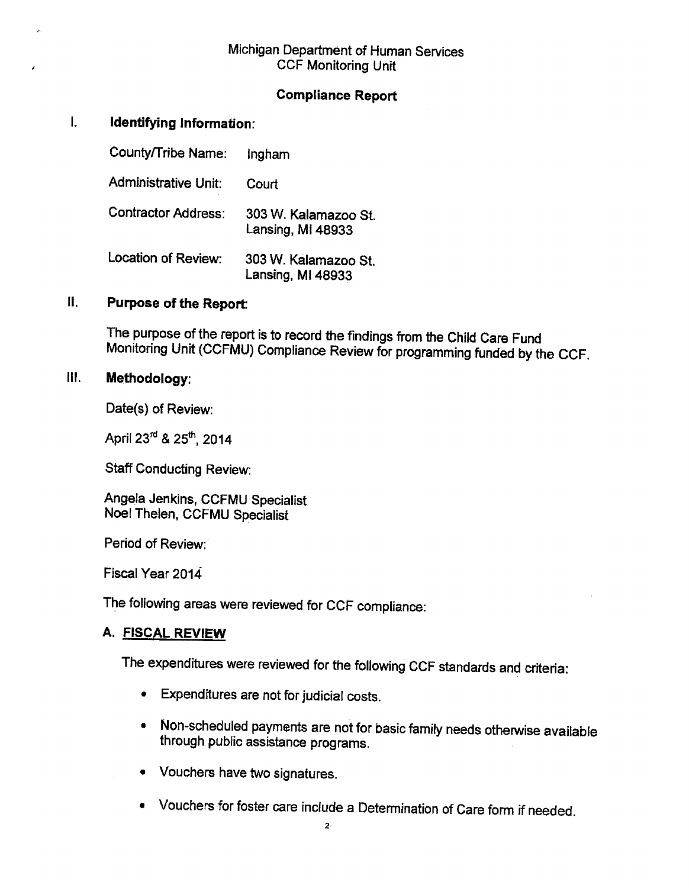Michigan Department of Human Services
CCF Monitoring Unit

**Compliance Report**

## I. Identifying Information:

| | |
|---|---|
| County/Tribe Name: | Ingham |
| Administrative Unit: | Court |
| Contractor Address: | 303 W. Kalamazoo St. Lansing, MI 48933 |
| Location of Review: | 303 W. Kalamazoo St. Lansing, MI 48933 |

## II. Purpose of the Report:

The purpose of the report is to record the findings from the Child Care Fund Monitoring Unit (CCFMU) Compliance Review for programming funded by the CCF.

## III. Methodology:

Date(s) of Review:

April 23rd & 25th, 2014

Staff Conducting Review:

Angela Jenkins, CCFMU Specialist
Noel Thelen, CCFMU Specialist

Period of Review:

Fiscal Year 2014

The following areas were reviewed for CCF compliance:

### A. FISCAL REVIEW

The expenditures were reviewed for the following CCF standards and criteria:

- Expenditures are not for judicial costs.
- Non-scheduled payments are not for basic family needs otherwise available through public assistance programs.
- Vouchers have two signatures.
- Vouchers for foster care include a Determination of Care form if needed.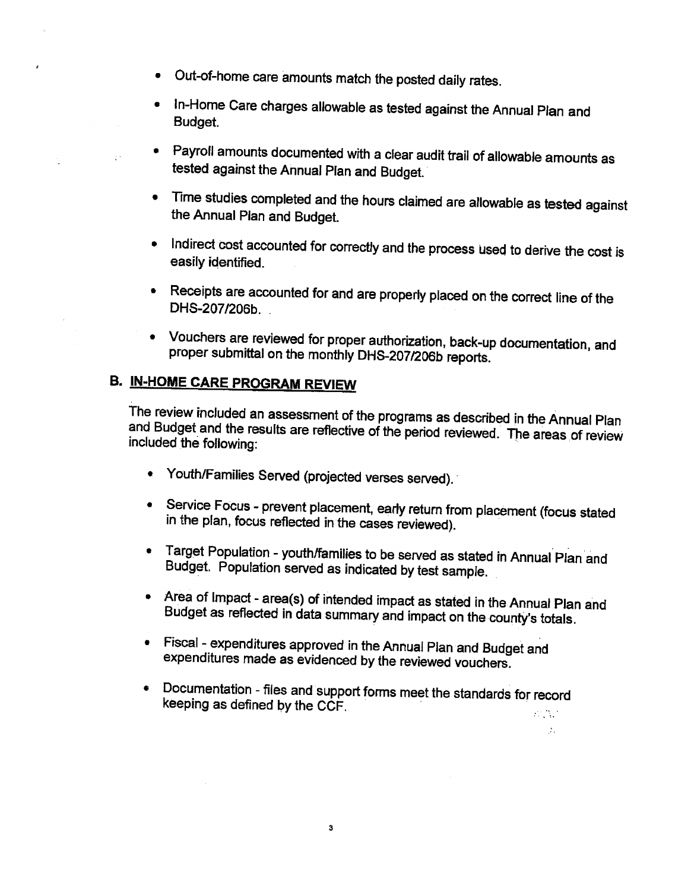- Out-of-home care amounts match the posted daily rates.
- In-Home Care charges allowable as tested against the Annual Plan and Budget.
- Payroll amounts documented with a clear audit trail of allowable amounts as tested against the Annual Plan and Budget.
- Time studies completed and the hours claimed are allowable as tested against the Annual Plan and Budget.
- Indirect cost accounted for correctly and the process used to derive the cost is easily identified.
- Receipts are accounted for and are properly placed on the correct line of the DHS-207/206b.
- Vouchers are reviewed for proper authorization, back-up documentation, and proper submittal on the monthly DHS-207/206b reports.

## B. IN-HOME CARE PROGRAM REVIEW

The review included an assessment of the programs as described in the Annual Plan and Budget and the results are reflective of the period reviewed. The areas of review included the following:

- Youth/Families Served (projected verses served).
- Service Focus - prevent placement, early return from placement (focus stated in the plan, focus reflected in the cases reviewed).
- Target Population - youth/families to be served as stated in Annual Plan and Budget. Population served as indicated by test sample.
- Area of Impact - area(s) of intended impact as stated in the Annual Plan and Budget as reflected in data summary and impact on the county's totals.
- Fiscal - expenditures approved in the Annual Plan and Budget and expenditures made as evidenced by the reviewed vouchers.
- Documentation - files and support forms meet the standards for record keeping as defined by the CCF.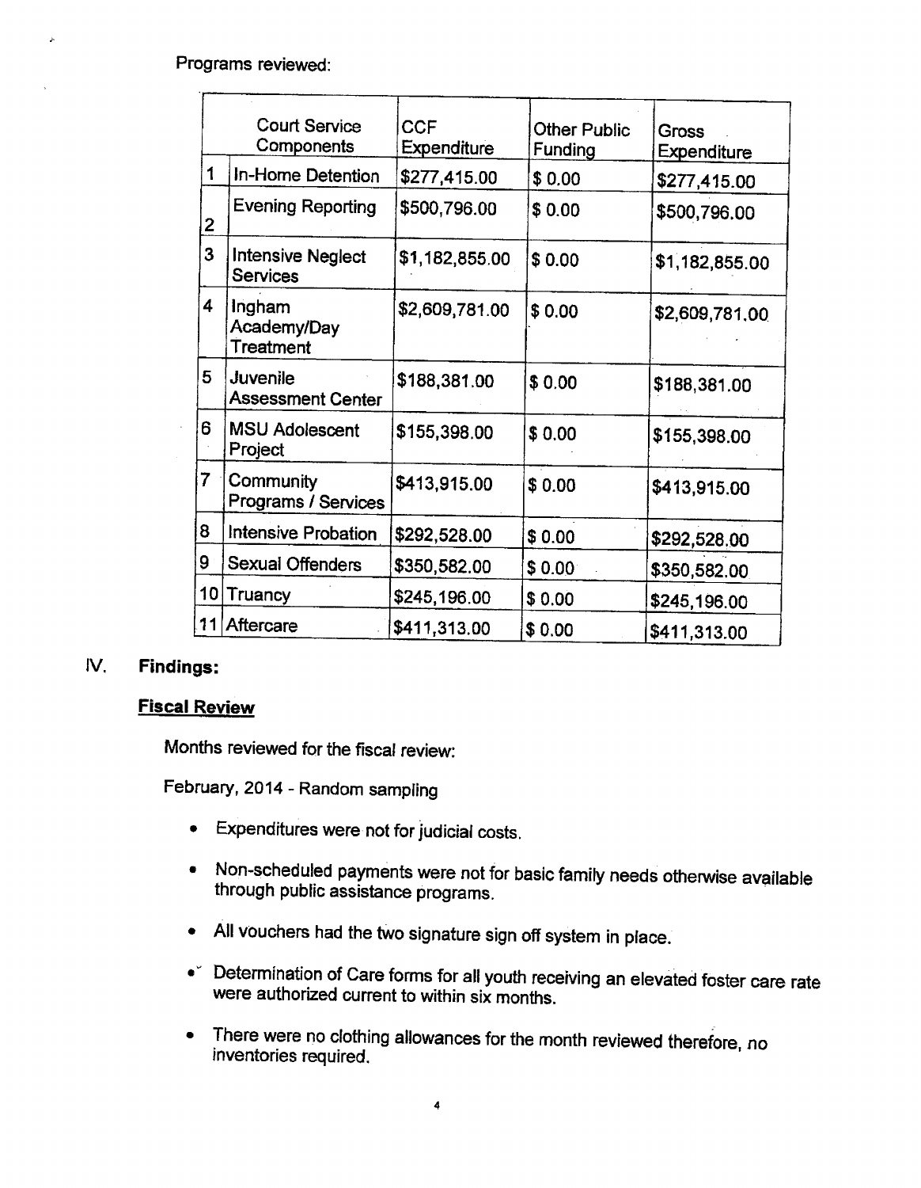Programs reviewed:

| | Court Service Components | CCF Expenditure | Other Public Funding | Gross Expenditure |
|---|---|---|---|---|
| 1 | In-Home Detention | $277,415.00 | $ 0.00 | $277,415.00 |
| 2 | Evening Reporting | $500,796.00 | $ 0.00 | $500,796.00 |
| 3 | Intensive Neglect Services | $1,182,855.00 | $ 0.00 | $1,182,855.00 |
| 4 | Ingham Academy/Day Treatment | $2,609,781.00 | $ 0.00 | $2,609,781.00 |
| 5 | Juvenile Assessment Center | $188,381.00 | $ 0.00 | $188,381.00 |
| 6 | MSU Adolescent Project | $155,398.00 | $ 0.00 | $155,398.00 |
| 7 | Community Programs / Services | $413,915.00 | $ 0.00 | $413,915.00 |
| 8 | Intensive Probation | $292,528.00 | $ 0.00 | $292,528.00 |
| 9 | Sexual Offenders | $350,582.00 | $ 0.00 | $350,582.00 |
| 10 | Truancy | $245,196.00 | $ 0.00 | $245,196.00 |
| 11 | Aftercare | $411,313.00 | $ 0.00 | $411,313.00 |

## IV. Findings:

### Fiscal Review

Months reviewed for the fiscal review:

February, 2014 - Random sampling

- Expenditures were not for judicial costs.
- Non-scheduled payments were not for basic family needs otherwise available through public assistance programs.
- All vouchers had the two signature sign off system in place.
- Determination of Care forms for all youth receiving an elevated foster care rate were authorized current to within six months.
- There were no clothing allowances for the month reviewed therefore, no inventories required.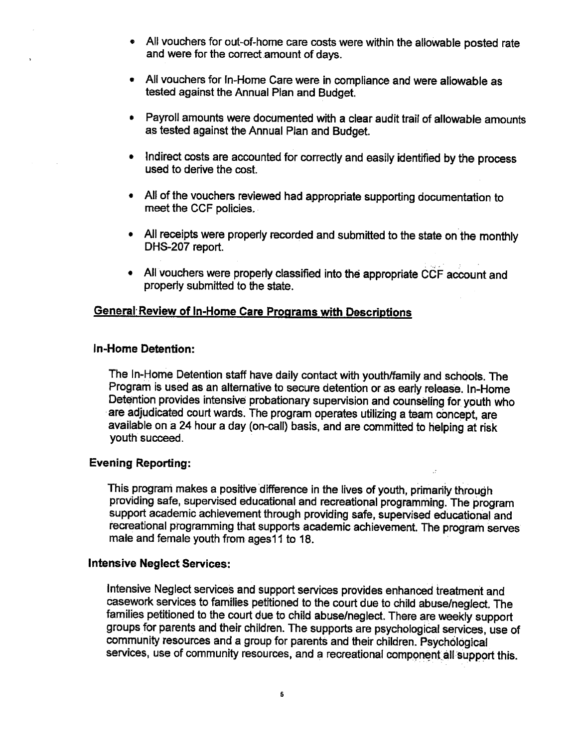- All vouchers for out-of-home care costs were within the allowable posted rate and were for the correct amount of days.
- All vouchers for In-Home Care were in compliance and were allowable as tested against the Annual Plan and Budget.
- Payroll amounts were documented with a clear audit trail of allowable amounts as tested against the Annual Plan and Budget.
- Indirect costs are accounted for correctly and easily identified by the process used to derive the cost.
- All of the vouchers reviewed had appropriate supporting documentation to meet the CCF policies.
- All receipts were properly recorded and submitted to the state on the monthly DHS-207 report.
- All vouchers were properly classified into the appropriate CCF account and properly submitted to the state.

## General Review of In-Home Care Programs with Descriptions

### In-Home Detention:

The In-Home Detention staff have daily contact with youth/family and schools. The Program is used as an alternative to secure detention or as early release. In-Home Detention provides intensive probationary supervision and counseling for youth who are adjudicated court wards. The program operates utilizing a team concept, are available on a 24 hour a day (on-call) basis, and are committed to helping at risk youth succeed.

### Evening Reporting:

This program makes a positive difference in the lives of youth, primarily through providing safe, supervised educational and recreational programming. The program support academic achievement through providing safe, supervised educational and recreational programming that supports academic achievement. The program serves male and female youth from ages11 to 18.

### Intensive Neglect Services:

Intensive Neglect services and support services provides enhanced treatment and casework services to families petitioned to the court due to child abuse/neglect. The families petitioned to the court due to child abuse/neglect. There are weekly support groups for parents and their children. The supports are psychological services, use of community resources and a group for parents and their children. Psychological services, use of community resources, and a recreational component all support this.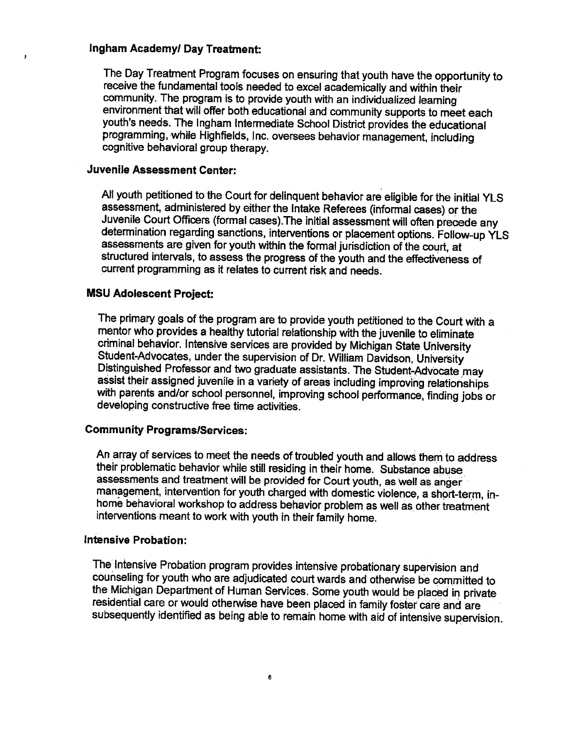**Ingham Academy/ Day Treatment:**

The Day Treatment Program focuses on ensuring that youth have the opportunity to receive the fundamental tools needed to excel academically and within their community. The program is to provide youth with an individualized learning environment that will offer both educational and community supports to meet each youth's needs. The Ingham Intermediate School District provides the educational programming, while Highfields, Inc. oversees behavior management, including cognitive behavioral group therapy.

**Juvenile Assessment Center:**

All youth petitioned to the Court for delinquent behavior are eligible for the initial YLS assessment, administered by either the Intake Referees (informal cases) or the Juvenile Court Officers (formal cases).The initial assessment will often precede any determination regarding sanctions, interventions or placement options. Follow-up YLS assessments are given for youth within the formal jurisdiction of the court, at structured intervals, to assess the progress of the youth and the effectiveness of current programming as it relates to current risk and needs.

**MSU Adolescent Project:**

The primary goals of the program are to provide youth petitioned to the Court with a mentor who provides a healthy tutorial relationship with the juvenile to eliminate criminal behavior. Intensive services are provided by Michigan State University Student-Advocates, under the supervision of Dr. William Davidson, University Distinguished Professor and two graduate assistants. The Student-Advocate may assist their assigned juvenile in a variety of areas including improving relationships with parents and/or school personnel, improving school performance, finding jobs or developing constructive free time activities.

**Community Programs/Services:**

An array of services to meet the needs of troubled youth and allows them to address their problematic behavior while still residing in their home. Substance abuse assessments and treatment will be provided for Court youth, as well as anger management, intervention for youth charged with domestic violence, a short-term, in-home behavioral workshop to address behavior problem as well as other treatment interventions meant to work with youth in their family home.

**Intensive Probation:**

The Intensive Probation program provides intensive probationary supervision and counseling for youth who are adjudicated court wards and otherwise be committed to the Michigan Department of Human Services. Some youth would be placed in private residential care or would otherwise have been placed in family foster care and are subsequently identified as being able to remain home with aid of intensive supervision.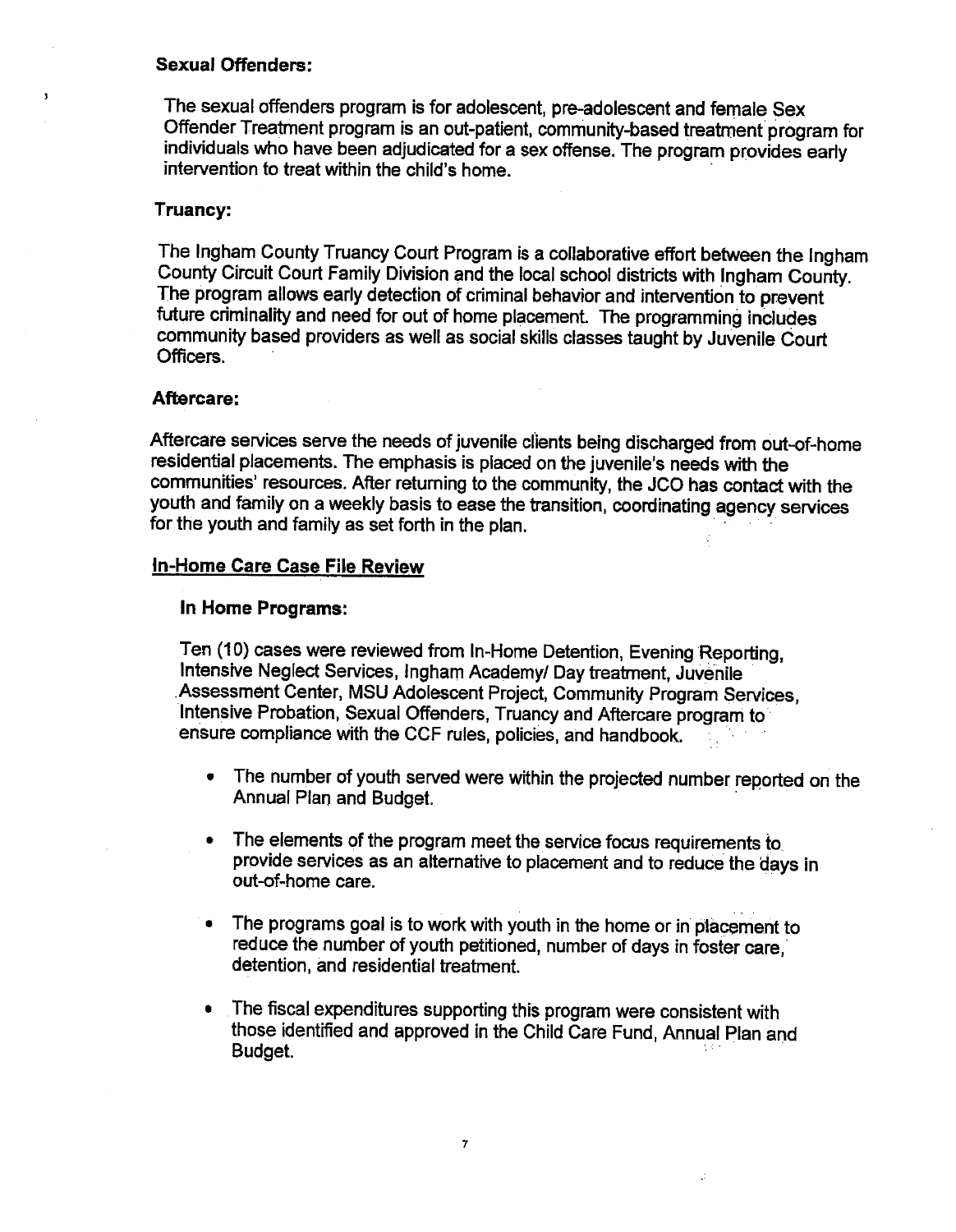**Sexual Offenders:**

The sexual offenders program is for adolescent, pre-adolescent and female Sex Offender Treatment program is an out-patient, community-based treatment program for individuals who have been adjudicated for a sex offense. The program provides early intervention to treat within the child's home.

**Truancy:**

The Ingham County Truancy Court Program is a collaborative effort between the Ingham County Circuit Court Family Division and the local school districts with Ingham County. The program allows early detection of criminal behavior and intervention to prevent future criminality and need for out of home placement. The programming includes community based providers as well as social skills classes taught by Juvenile Court Officers.

**Aftercare:**

Aftercare services serve the needs of juvenile clients being discharged from out-of-home residential placements. The emphasis is placed on the juvenile's needs with the communities' resources. After returning to the community, the JCO has contact with the youth and family on a weekly basis to ease the transition, coordinating agency services for the youth and family as set forth in the plan.

## In-Home Care Case File Review

**In Home Programs:**

Ten (10) cases were reviewed from In-Home Detention, Evening Reporting, Intensive Neglect Services, Ingham Academy/ Day treatment, Juvenile Assessment Center, MSU Adolescent Project, Community Program Services, Intensive Probation, Sexual Offenders, Truancy and Aftercare program to ensure compliance with the CCF rules, policies, and handbook.

- The number of youth served were within the projected number reported on the Annual Plan and Budget.
- The elements of the program meet the service focus requirements to provide services as an alternative to placement and to reduce the days in out-of-home care.
- The programs goal is to work with youth in the home or in placement to reduce the number of youth petitioned, number of days in foster care, detention, and residential treatment.
- The fiscal expenditures supporting this program were consistent with those identified and approved in the Child Care Fund, Annual Plan and Budget.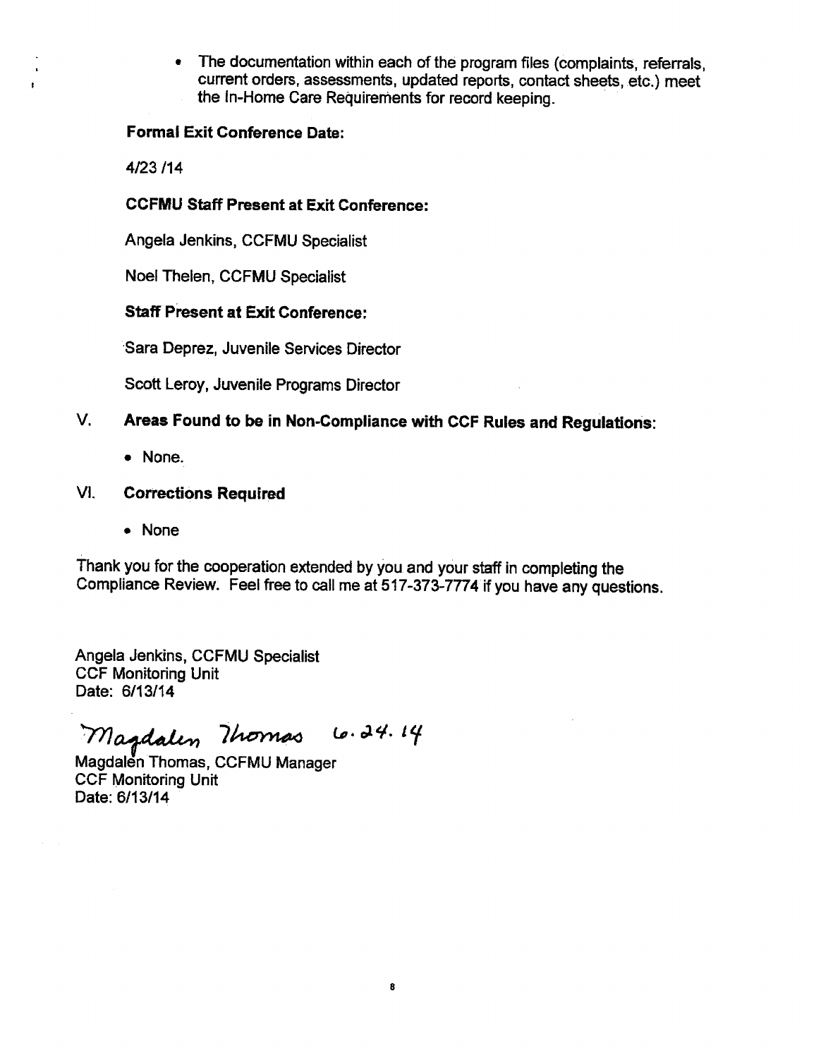- The documentation within each of the program files (complaints, referrals, current orders, assessments, updated reports, contact sheets, etc.) meet the In-Home Care Requirements for record keeping.

**Formal Exit Conference Date:**

4/23 /14

**CCFMU Staff Present at Exit Conference:**

Angela Jenkins, CCFMU Specialist

Noel Thelen, CCFMU Specialist

**Staff Present at Exit Conference:**

Sara Deprez, Juvenile Services Director

Scott Leroy, Juvenile Programs Director

## V. Areas Found to be in Non-Compliance with CCF Rules and Regulations:

- None.

## VI. Corrections Required

- None

Thank you for the cooperation extended by you and your staff in completing the Compliance Review. Feel free to call me at 517-373-7774 if you have any questions.

Angela Jenkins, CCFMU Specialist
CCF Monitoring Unit
Date: 6/13/14

Magdalen Thomas 6.24.14

Magdalen Thomas, CCFMU Manager
CCF Monitoring Unit
Date: 6/13/14